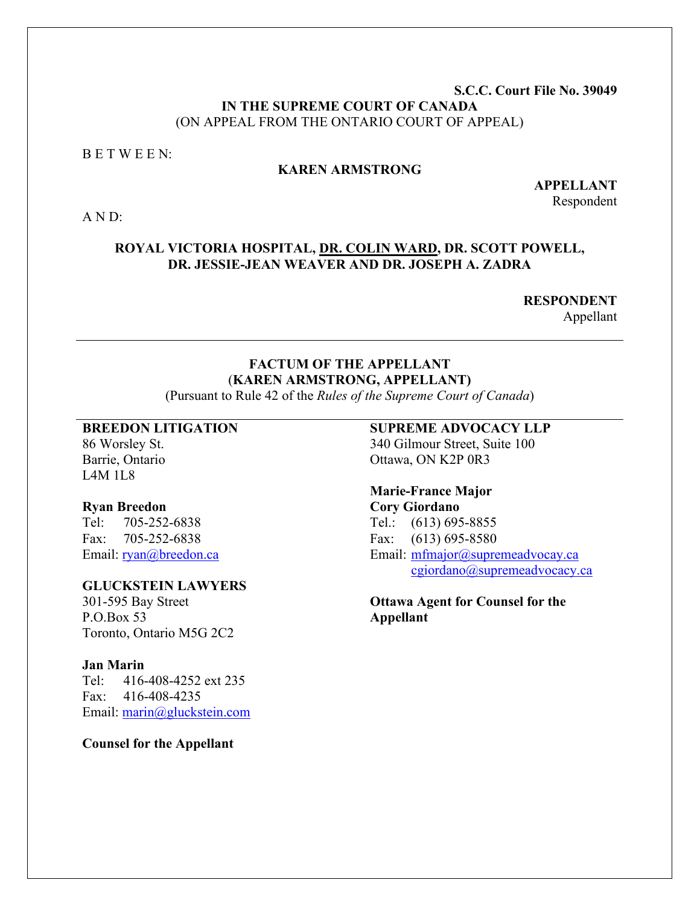**S.C.C. Court File No. 39049**

**IN THE SUPREME COURT OF CANADA**

(ON APPEAL FROM THE ONTARIO COURT OF APPEAL)

B E T W E E N:

**KAREN ARMSTRONG**

**APPELLANT**
Respondent

A N D:

**ROYAL VICTORIA HOSPITAL, DR. COLIN WARD, DR. SCOTT POWELL, DR. JESSIE-JEAN WEAVER AND DR. JOSEPH A. ZADRA**

**RESPONDENT**
Appellant

---

**FACTUM OF THE APPELLANT**
(**KAREN ARMSTRONG, APPELLANT)**
(Pursuant to Rule 42 of the *Rules of the Supreme Court of Canada*)

---

**BREEDON LITIGATION**
86 Worsley St.
Barrie, Ontario
L4M 1L8

**Ryan Breedon**
Tel: 705-252-6838
Fax: 705-252-6838
Email: ryan@breedon.ca

**GLUCKSTEIN LAWYERS**
301-595 Bay Street
P.O.Box 53
Toronto, Ontario M5G 2C2

**Jan Marin**
Tel: 416-408-4252 ext 235
Fax: 416-408-4235
Email: marin@gluckstein.com

**Counsel for the Appellant**

**SUPREME ADVOCACY LLP**
340 Gilmour Street, Suite 100
Ottawa, ON K2P 0R3

**Marie-France Major**
**Cory Giordano**
Tel.: (613) 695-8855
Fax: (613) 695-8580
Email: mfmajor@supremeadvocay.ca
cgiordano@supremeadvocacy.ca

**Ottawa Agent for Counsel for the Appellant**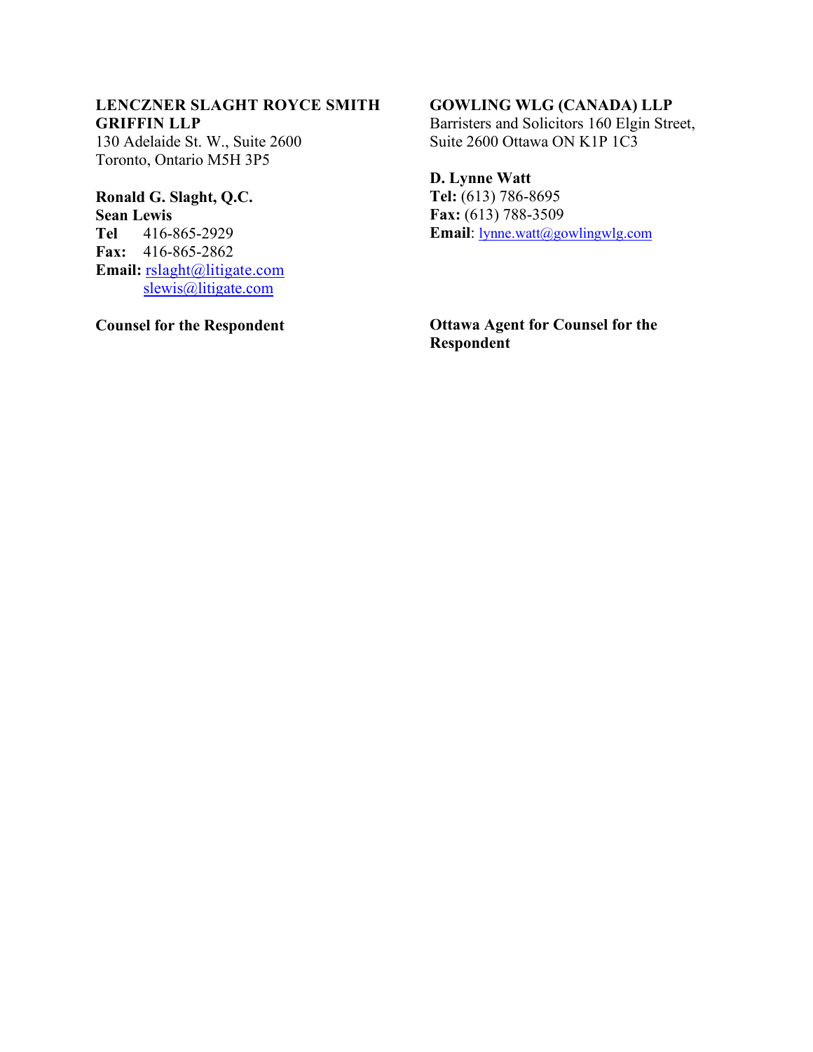**LENCZNER SLAGHT ROYCE SMITH GRIFFIN LLP**
130 Adelaide St. W., Suite 2600
Toronto, Ontario M5H 3P5

**Ronald G. Slaght, Q.C.**
**Sean Lewis**
**Tel** 416-865-2929
**Fax:** 416-865-2862
**Email:** rslaght@litigate.com
slewis@litigate.com

**Counsel for the Respondent**

**GOWLING WLG (CANADA) LLP**
Barristers and Solicitors 160 Elgin Street, Suite 2600 Ottawa ON K1P 1C3

**D. Lynne Watt**
**Tel:** (613) 786-8695
**Fax:** (613) 788-3509
**Email**: lynne.watt@gowlingwlg.com

**Ottawa Agent for Counsel for the Respondent**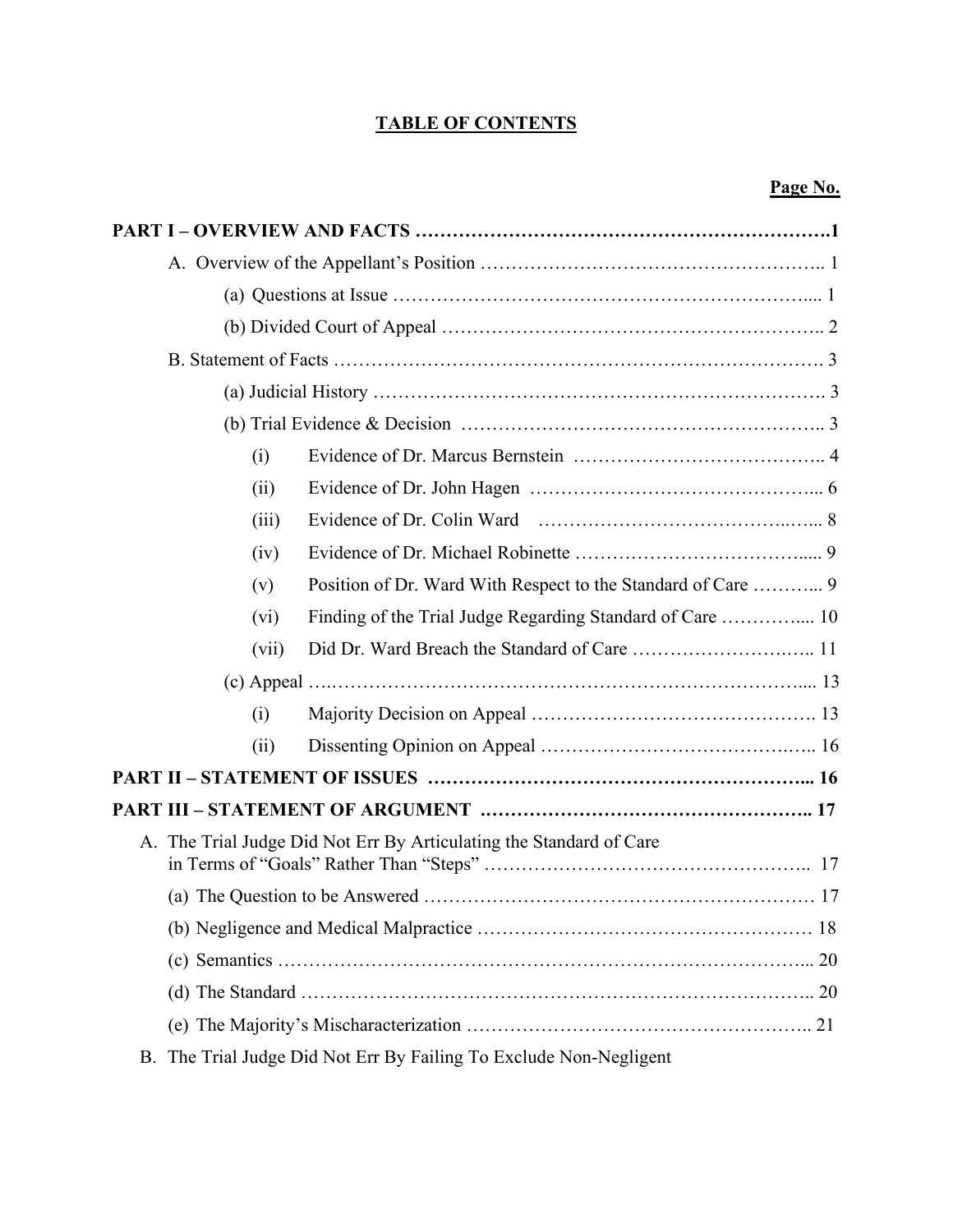## TABLE OF CONTENTS

| | Page No. |
|---|---|
| **PART I – OVERVIEW AND FACTS** | **1** |
| A. Overview of the Appellant's Position | 1 |
| (a) Questions at Issue | 1 |
| (b) Divided Court of Appeal | 2 |
| B. Statement of Facts | 3 |
| (a) Judicial History | 3 |
| (b) Trial Evidence & Decision | 3 |
| (i) Evidence of Dr. Marcus Bernstein | 4 |
| (ii) Evidence of Dr. John Hagen | 6 |
| (iii) Evidence of Dr. Colin Ward | 8 |
| (iv) Evidence of Dr. Michael Robinette | 9 |
| (v) Position of Dr. Ward With Respect to the Standard of Care | 9 |
| (vi) Finding of the Trial Judge Regarding Standard of Care | 10 |
| (vii) Did Dr. Ward Breach the Standard of Care | 11 |
| (c) Appeal | 13 |
| (i) Majority Decision on Appeal | 13 |
| (ii) Dissenting Opinion on Appeal | 16 |
| **PART II – STATEMENT OF ISSUES** | **16** |
| **PART III – STATEMENT OF ARGUMENT** | **17** |
| A. The Trial Judge Did Not Err By Articulating the Standard of Care in Terms of "Goals" Rather Than "Steps" | 17 |
| (a) The Question to be Answered | 17 |
| (b) Negligence and Medical Malpractice | 18 |
| (c) Semantics | 20 |
| (d) The Standard | 20 |
| (e) The Majority's Mischaracterization | 21 |
| B. The Trial Judge Did Not Err By Failing To Exclude Non-Negligent | |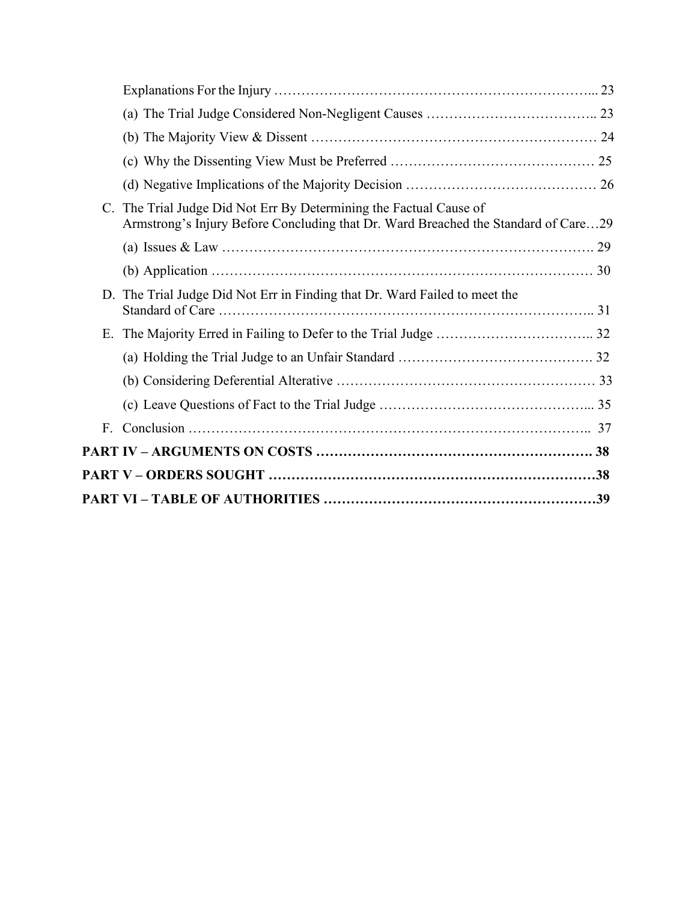Explanations For the Injury ………………………………………………………………... 23

(a) The Trial Judge Considered Non-Negligent Causes ……………………………….. 23

(b) The Majority View & Dissent ……………………………………………………… 24

(c) Why the Dissenting View Must be Preferred ……………………………………… 25

(d) Negative Implications of the Majority Decision …………………………………… 26

C. The Trial Judge Did Not Err By Determining the Factual Cause of Armstrong's Injury Before Concluding that Dr. Ward Breached the Standard of Care…29

(a) Issues & Law ………………………………………………………………………. 29

(b) Application ………………………………………………………………………… 30

D. The Trial Judge Did Not Err in Finding that Dr. Ward Failed to meet the Standard of Care ……………………………………………………………………….. 31

E. The Majority Erred in Failing to Defer to the Trial Judge …………………………….. 32

(a) Holding the Trial Judge to an Unfair Standard ……………………………………. 32

(b) Considering Deferential Alterative ………………………………………………… 33

(c) Leave Questions of Fact to the Trial Judge ………………………………………... 35

F. Conclusion ……………………………………………………………………………..  37

**PART IV – ARGUMENTS ON COSTS ……………………………………………………. 38**

**PART V – ORDERS SOUGHT ………………………………………………………………38**

**PART VI – TABLE OF AUTHORITIES ……………………………………………………39**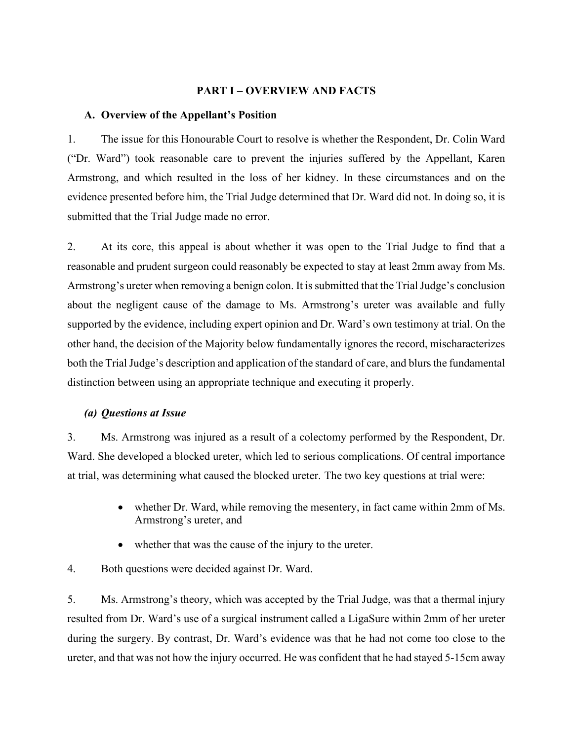# PART I – OVERVIEW AND FACTS

## A. Overview of the Appellant's Position

1. The issue for this Honourable Court to resolve is whether the Respondent, Dr. Colin Ward ("Dr. Ward") took reasonable care to prevent the injuries suffered by the Appellant, Karen Armstrong, and which resulted in the loss of her kidney. In these circumstances and on the evidence presented before him, the Trial Judge determined that Dr. Ward did not. In doing so, it is submitted that the Trial Judge made no error.

2. At its core, this appeal is about whether it was open to the Trial Judge to find that a reasonable and prudent surgeon could reasonably be expected to stay at least 2mm away from Ms. Armstrong's ureter when removing a benign colon. It is submitted that the Trial Judge's conclusion about the negligent cause of the damage to Ms. Armstrong's ureter was available and fully supported by the evidence, including expert opinion and Dr. Ward's own testimony at trial. On the other hand, the decision of the Majority below fundamentally ignores the record, mischaracterizes both the Trial Judge's description and application of the standard of care, and blurs the fundamental distinction between using an appropriate technique and executing it properly.

### *(a) Questions at Issue*

3. Ms. Armstrong was injured as a result of a colectomy performed by the Respondent, Dr. Ward. She developed a blocked ureter, which led to serious complications. Of central importance at trial, was determining what caused the blocked ureter. The two key questions at trial were:

- whether Dr. Ward, while removing the mesentery, in fact came within 2mm of Ms. Armstrong's ureter, and
- whether that was the cause of the injury to the ureter.

4. Both questions were decided against Dr. Ward.

5. Ms. Armstrong's theory, which was accepted by the Trial Judge, was that a thermal injury resulted from Dr. Ward's use of a surgical instrument called a LigaSure within 2mm of her ureter during the surgery. By contrast, Dr. Ward's evidence was that he had not come too close to the ureter, and that was not how the injury occurred. He was confident that he had stayed 5-15cm away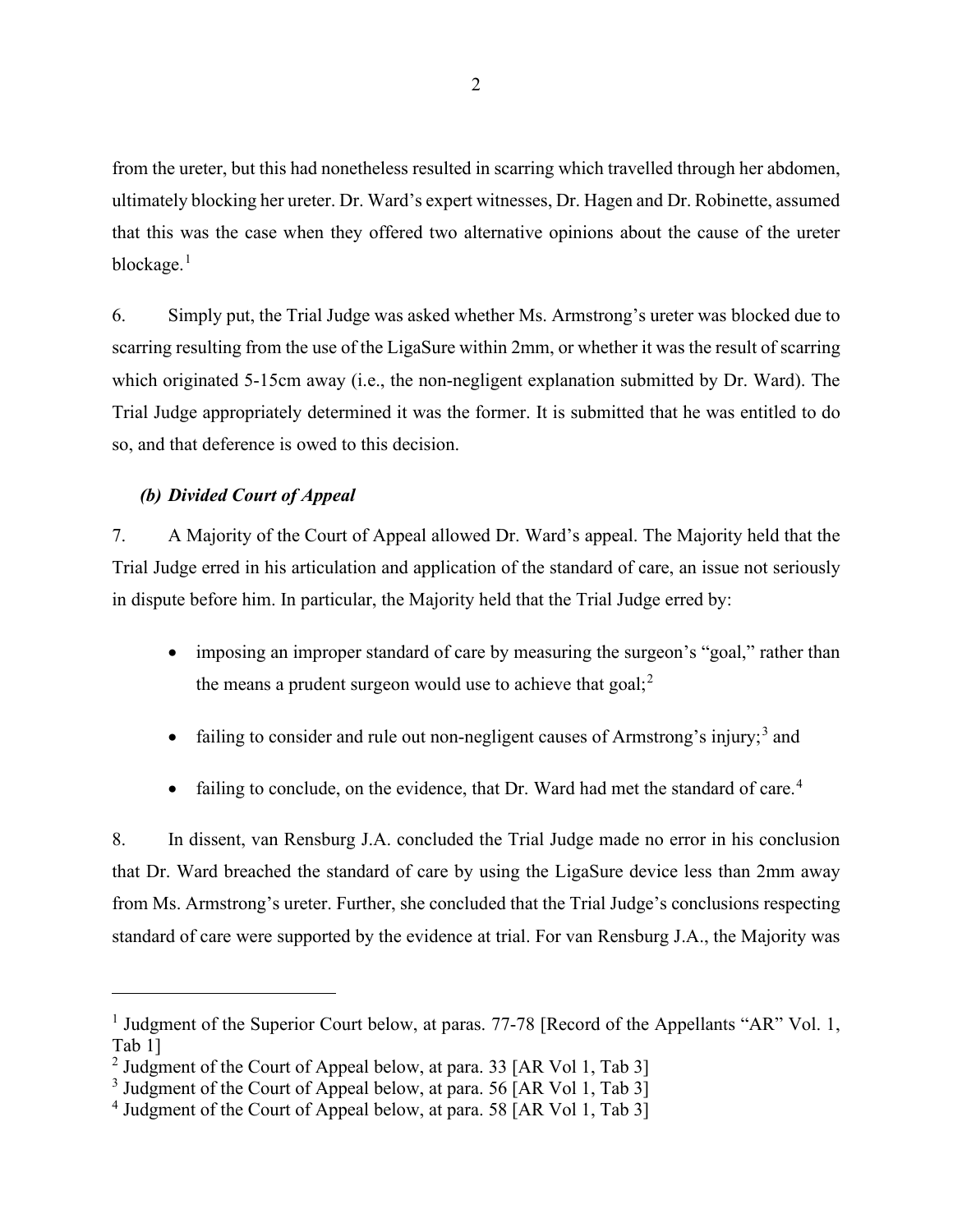from the ureter, but this had nonetheless resulted in scarring which travelled through her abdomen, ultimately blocking her ureter. Dr. Ward's expert witnesses, Dr. Hagen and Dr. Robinette, assumed that this was the case when they offered two alternative opinions about the cause of the ureter blockage.[1]

6. Simply put, the Trial Judge was asked whether Ms. Armstrong's ureter was blocked due to scarring resulting from the use of the LigaSure within 2mm, or whether it was the result of scarring which originated 5-15cm away (i.e., the non-negligent explanation submitted by Dr. Ward). The Trial Judge appropriately determined it was the former. It is submitted that he was entitled to do so, and that deference is owed to this decision.

### *(b) Divided Court of Appeal*

7. A Majority of the Court of Appeal allowed Dr. Ward's appeal. The Majority held that the Trial Judge erred in his articulation and application of the standard of care, an issue not seriously in dispute before him. In particular, the Majority held that the Trial Judge erred by:

- imposing an improper standard of care by measuring the surgeon's "goal," rather than the means a prudent surgeon would use to achieve that goal;[2]
- failing to consider and rule out non-negligent causes of Armstrong's injury;[3] and
- failing to conclude, on the evidence, that Dr. Ward had met the standard of care.[4]

8. In dissent, van Rensburg J.A. concluded the Trial Judge made no error in his conclusion that Dr. Ward breached the standard of care by using the LigaSure device less than 2mm away from Ms. Armstrong's ureter. Further, she concluded that the Trial Judge's conclusions respecting standard of care were supported by the evidence at trial. For van Rensburg J.A., the Majority was

---

[1] Judgment of the Superior Court below, at paras. 77-78 [Record of the Appellants "AR" Vol. 1, Tab 1]

[2] Judgment of the Court of Appeal below, at para. 33 [AR Vol 1, Tab 3]

[3] Judgment of the Court of Appeal below, at para. 56 [AR Vol 1, Tab 3]

[4] Judgment of the Court of Appeal below, at para. 58 [AR Vol 1, Tab 3]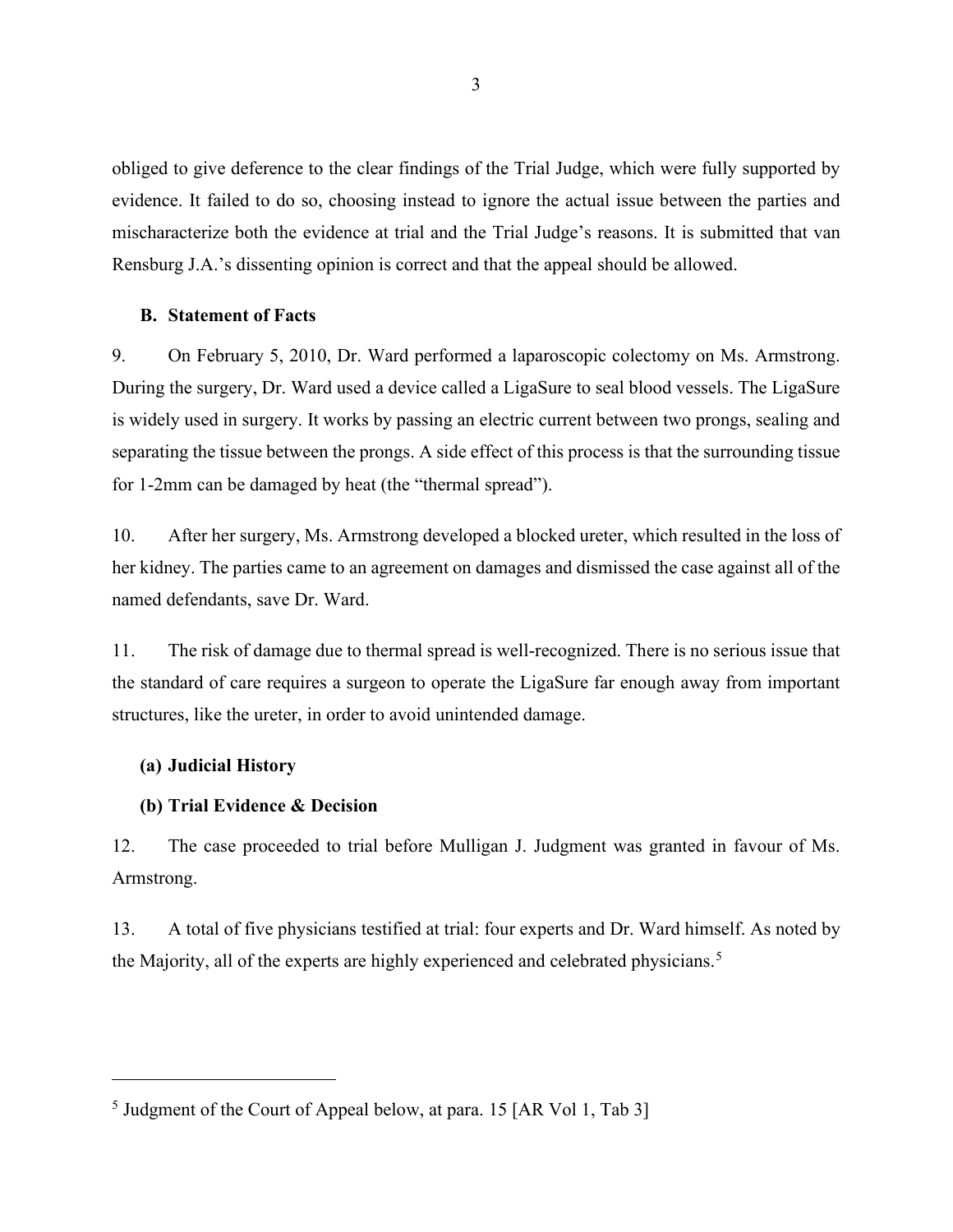obliged to give deference to the clear findings of the Trial Judge, which were fully supported by evidence. It failed to do so, choosing instead to ignore the actual issue between the parties and mischaracterize both the evidence at trial and the Trial Judge's reasons. It is submitted that van Rensburg J.A.'s dissenting opinion is correct and that the appeal should be allowed.

### B. Statement of Facts

9. On February 5, 2010, Dr. Ward performed a laparoscopic colectomy on Ms. Armstrong. During the surgery, Dr. Ward used a device called a LigaSure to seal blood vessels. The LigaSure is widely used in surgery. It works by passing an electric current between two prongs, sealing and separating the tissue between the prongs. A side effect of this process is that the surrounding tissue for 1-2mm can be damaged by heat (the "thermal spread").

10. After her surgery, Ms. Armstrong developed a blocked ureter, which resulted in the loss of her kidney. The parties came to an agreement on damages and dismissed the case against all of the named defendants, save Dr. Ward.

11. The risk of damage due to thermal spread is well-recognized. There is no serious issue that the standard of care requires a surgeon to operate the LigaSure far enough away from important structures, like the ureter, in order to avoid unintended damage.

#### (a) Judicial History

#### (b) Trial Evidence & Decision

12. The case proceeded to trial before Mulligan J. Judgment was granted in favour of Ms. Armstrong.

13. A total of five physicians testified at trial: four experts and Dr. Ward himself. As noted by the Majority, all of the experts are highly experienced and celebrated physicians.[5]

---

[5] Judgment of the Court of Appeal below, at para. 15 [AR Vol 1, Tab 3]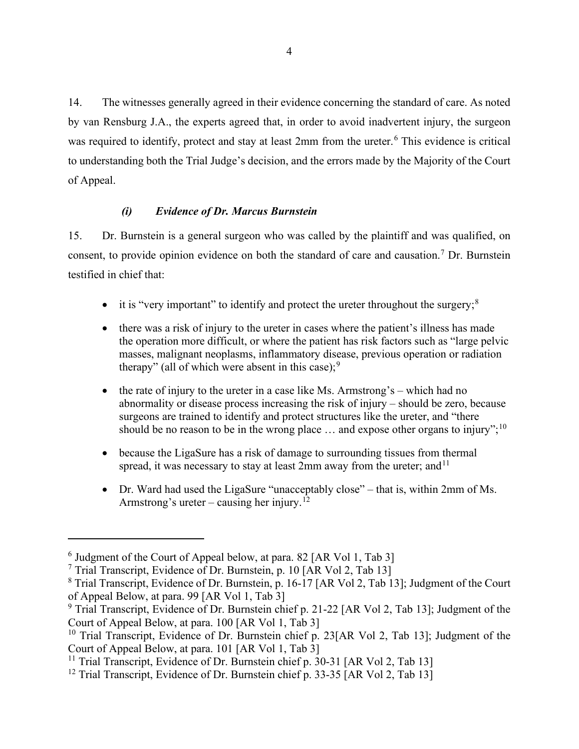14. The witnesses generally agreed in their evidence concerning the standard of care. As noted by van Rensburg J.A., the experts agreed that, in order to avoid inadvertent injury, the surgeon was required to identify, protect and stay at least 2mm from the ureter.[6] This evidence is critical to understanding both the Trial Judge's decision, and the errors made by the Majority of the Court of Appeal.

### *(i) Evidence of Dr. Marcus Burnstein*

15. Dr. Burnstein is a general surgeon who was called by the plaintiff and was qualified, on consent, to provide opinion evidence on both the standard of care and causation.[7] Dr. Burnstein testified in chief that:

- it is "very important" to identify and protect the ureter throughout the surgery;[8]
- there was a risk of injury to the ureter in cases where the patient's illness has made the operation more difficult, or where the patient has risk factors such as "large pelvic masses, malignant neoplasms, inflammatory disease, previous operation or radiation therapy" (all of which were absent in this case);[9]
- the rate of injury to the ureter in a case like Ms. Armstrong's – which had no abnormality or disease process increasing the risk of injury – should be zero, because surgeons are trained to identify and protect structures like the ureter, and "there should be no reason to be in the wrong place … and expose other organs to injury";[10]
- because the LigaSure has a risk of damage to surrounding tissues from thermal spread, it was necessary to stay at least 2mm away from the ureter; and[11]
- Dr. Ward had used the LigaSure "unacceptably close" – that is, within 2mm of Ms. Armstrong's ureter – causing her injury.[12]

---

[6] Judgment of the Court of Appeal below, at para. 82 [AR Vol 1, Tab 3]

[7] Trial Transcript, Evidence of Dr. Burnstein, p. 10 [AR Vol 2, Tab 13]

[8] Trial Transcript, Evidence of Dr. Burnstein, p. 16-17 [AR Vol 2, Tab 13]; Judgment of the Court of Appeal Below, at para. 99 [AR Vol 1, Tab 3]

[9] Trial Transcript, Evidence of Dr. Burnstein chief p. 21-22 [AR Vol 2, Tab 13]; Judgment of the Court of Appeal Below, at para. 100 [AR Vol 1, Tab 3]

[10] Trial Transcript, Evidence of Dr. Burnstein chief p. 23[AR Vol 2, Tab 13]; Judgment of the Court of Appeal Below, at para. 101 [AR Vol 1, Tab 3]

[11] Trial Transcript, Evidence of Dr. Burnstein chief p. 30-31 [AR Vol 2, Tab 13]

[12] Trial Transcript, Evidence of Dr. Burnstein chief p. 33-35 [AR Vol 2, Tab 13]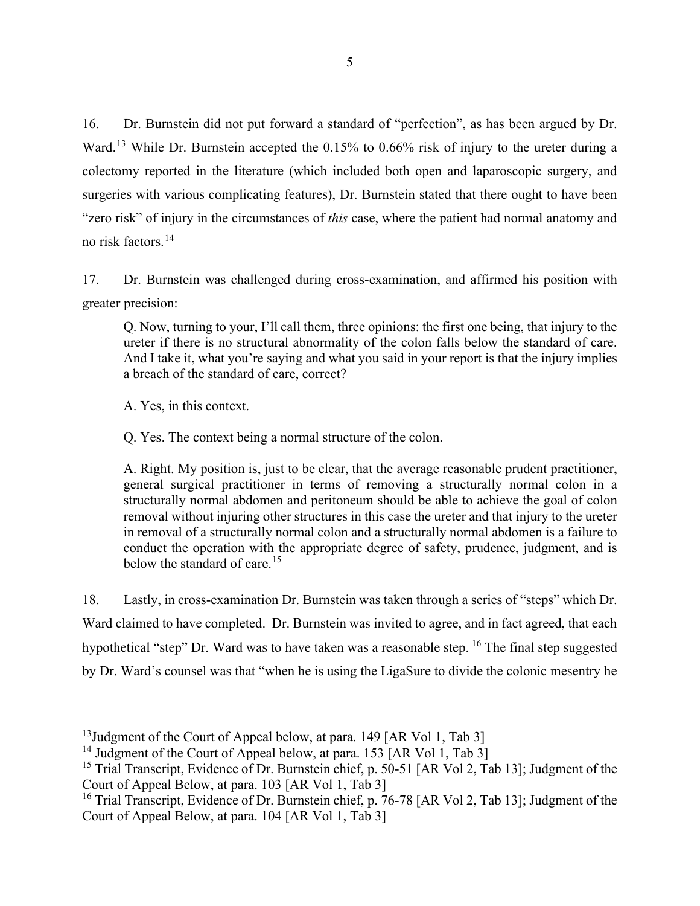16. Dr. Burnstein did not put forward a standard of "perfection", as has been argued by Dr. Ward.[13] While Dr. Burnstein accepted the 0.15% to 0.66% risk of injury to the ureter during a colectomy reported in the literature (which included both open and laparoscopic surgery, and surgeries with various complicating features), Dr. Burnstein stated that there ought to have been "zero risk" of injury in the circumstances of *this* case, where the patient had normal anatomy and no risk factors.[14]

17. Dr. Burnstein was challenged during cross-examination, and affirmed his position with greater precision:

> Q. Now, turning to your, I'll call them, three opinions: the first one being, that injury to the ureter if there is no structural abnormality of the colon falls below the standard of care. And I take it, what you're saying and what you said in your report is that the injury implies a breach of the standard of care, correct?
>
> A. Yes, in this context.
>
> Q. Yes. The context being a normal structure of the colon.
>
> A. Right. My position is, just to be clear, that the average reasonable prudent practitioner, general surgical practitioner in terms of removing a structurally normal colon in a structurally normal abdomen and peritoneum should be able to achieve the goal of colon removal without injuring other structures in this case the ureter and that injury to the ureter in removal of a structurally normal colon and a structurally normal abdomen is a failure to conduct the operation with the appropriate degree of safety, prudence, judgment, and is below the standard of care.[15]

18. Lastly, in cross-examination Dr. Burnstein was taken through a series of "steps" which Dr. Ward claimed to have completed. Dr. Burnstein was invited to agree, and in fact agreed, that each hypothetical "step" Dr. Ward was to have taken was a reasonable step.[16] The final step suggested by Dr. Ward's counsel was that "when he is using the LigaSure to divide the colonic mesentry he

---

[13] Judgment of the Court of Appeal below, at para. 149 [AR Vol 1, Tab 3]

[14] Judgment of the Court of Appeal below, at para. 153 [AR Vol 1, Tab 3]

[15] Trial Transcript, Evidence of Dr. Burnstein chief, p. 50-51 [AR Vol 2, Tab 13]; Judgment of the Court of Appeal Below, at para. 103 [AR Vol 1, Tab 3]

[16] Trial Transcript, Evidence of Dr. Burnstein chief, p. 76-78 [AR Vol 2, Tab 13]; Judgment of the Court of Appeal Below, at para. 104 [AR Vol 1, Tab 3]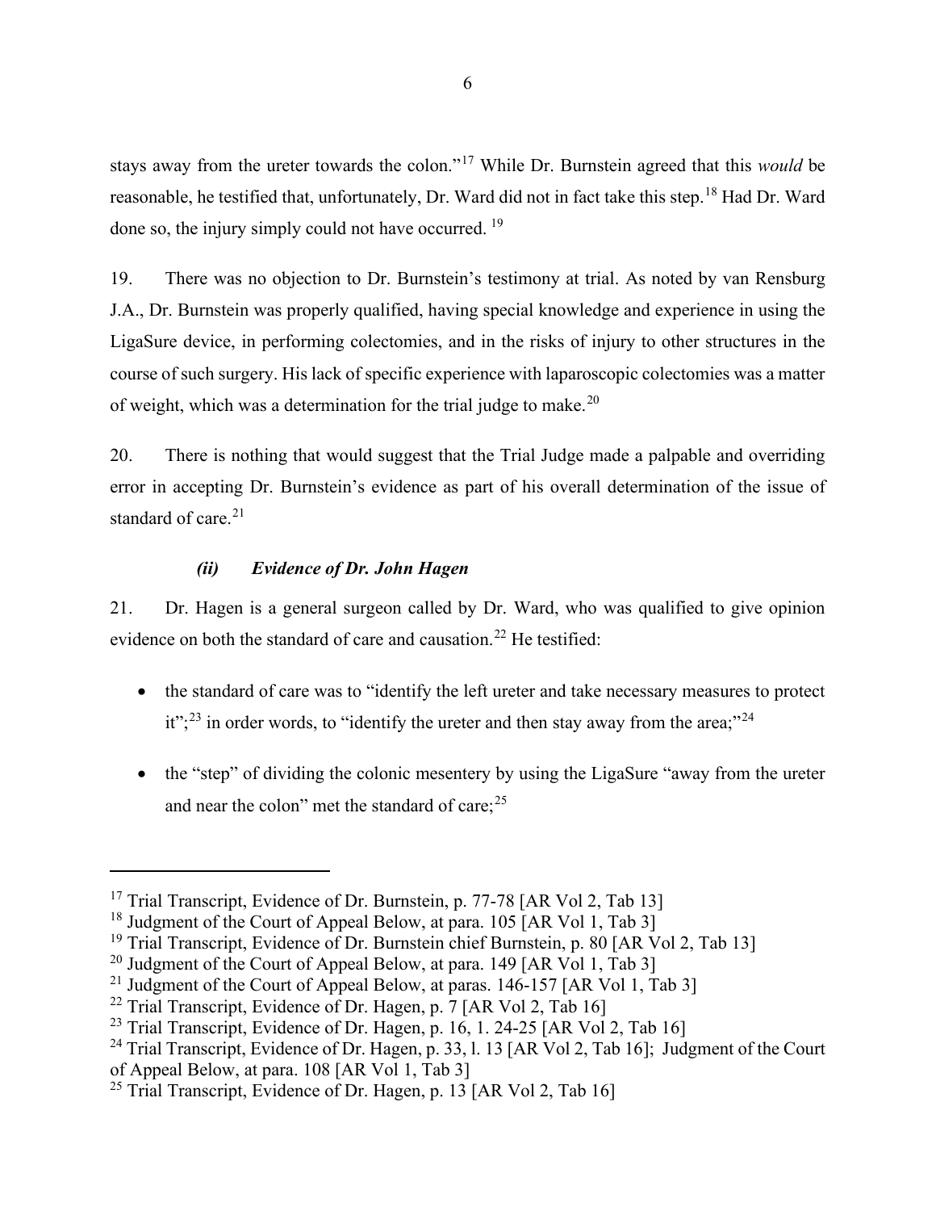stays away from the ureter towards the colon."[17] While Dr. Burnstein agreed that this *would* be reasonable, he testified that, unfortunately, Dr. Ward did not in fact take this step.[18] Had Dr. Ward done so, the injury simply could not have occurred. [19]

19. There was no objection to Dr. Burnstein's testimony at trial. As noted by van Rensburg J.A., Dr. Burnstein was properly qualified, having special knowledge and experience in using the LigaSure device, in performing colectomies, and in the risks of injury to other structures in the course of such surgery. His lack of specific experience with laparoscopic colectomies was a matter of weight, which was a determination for the trial judge to make.[20]

20. There is nothing that would suggest that the Trial Judge made a palpable and overriding error in accepting Dr. Burnstein's evidence as part of his overall determination of the issue of standard of care.[21]

### *(ii) Evidence of Dr. John Hagen*

21. Dr. Hagen is a general surgeon called by Dr. Ward, who was qualified to give opinion evidence on both the standard of care and causation.[22] He testified:

- the standard of care was to "identify the left ureter and take necessary measures to protect it";[23] in order words, to "identify the ureter and then stay away from the area;"[24]
- the "step" of dividing the colonic mesentery by using the LigaSure "away from the ureter and near the colon" met the standard of care;[25]

---

[17] Trial Transcript, Evidence of Dr. Burnstein, p. 77-78 [AR Vol 2, Tab 13]

[18] Judgment of the Court of Appeal Below, at para. 105 [AR Vol 1, Tab 3]

[19] Trial Transcript, Evidence of Dr. Burnstein chief Burnstein, p. 80 [AR Vol 2, Tab 13]

[20] Judgment of the Court of Appeal Below, at para. 149 [AR Vol 1, Tab 3]

[21] Judgment of the Court of Appeal Below, at paras. 146-157 [AR Vol 1, Tab 3]

[22] Trial Transcript, Evidence of Dr. Hagen, p. 7 [AR Vol 2, Tab 16]

[23] Trial Transcript, Evidence of Dr. Hagen, p. 16, l. 24-25 [AR Vol 2, Tab 16]

[24] Trial Transcript, Evidence of Dr. Hagen, p. 33, l. 13 [AR Vol 2, Tab 16]; Judgment of the Court of Appeal Below, at para. 108 [AR Vol 1, Tab 3]

[25] Trial Transcript, Evidence of Dr. Hagen, p. 13 [AR Vol 2, Tab 16]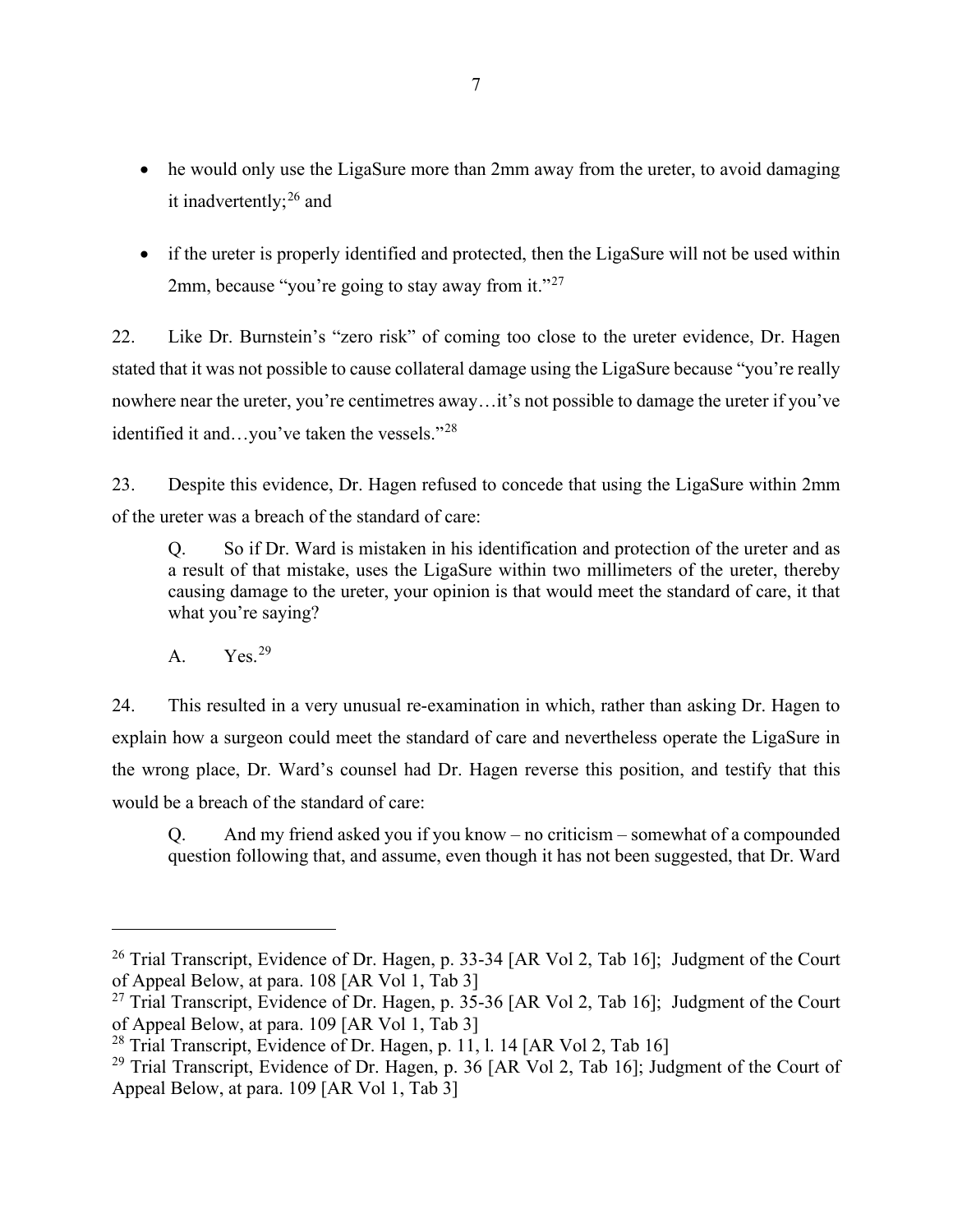- he would only use the LigaSure more than 2mm away from the ureter, to avoid damaging it inadvertently;[26] and

- if the ureter is properly identified and protected, then the LigaSure will not be used within 2mm, because "you're going to stay away from it."[27]

22. Like Dr. Burnstein's "zero risk" of coming too close to the ureter evidence, Dr. Hagen stated that it was not possible to cause collateral damage using the LigaSure because "you're really nowhere near the ureter, you're centimetres away…it's not possible to damage the ureter if you've identified it and…you've taken the vessels."[28]

23. Despite this evidence, Dr. Hagen refused to concede that using the LigaSure within 2mm of the ureter was a breach of the standard of care:

> Q. So if Dr. Ward is mistaken in his identification and protection of the ureter and as a result of that mistake, uses the LigaSure within two millimeters of the ureter, thereby causing damage to the ureter, your opinion is that would meet the standard of care, it that what you're saying?
>
> A. Yes.[29]

24. This resulted in a very unusual re-examination in which, rather than asking Dr. Hagen to explain how a surgeon could meet the standard of care and nevertheless operate the LigaSure in the wrong place, Dr. Ward's counsel had Dr. Hagen reverse this position, and testify that this would be a breach of the standard of care:

> Q. And my friend asked you if you know – no criticism – somewhat of a compounded question following that, and assume, even though it has not been suggested, that Dr. Ward

---

[26] Trial Transcript, Evidence of Dr. Hagen, p. 33-34 [AR Vol 2, Tab 16]; Judgment of the Court of Appeal Below, at para. 108 [AR Vol 1, Tab 3]

[27] Trial Transcript, Evidence of Dr. Hagen, p. 35-36 [AR Vol 2, Tab 16]; Judgment of the Court of Appeal Below, at para. 109 [AR Vol 1, Tab 3]

[28] Trial Transcript, Evidence of Dr. Hagen, p. 11, l. 14 [AR Vol 2, Tab 16]

[29] Trial Transcript, Evidence of Dr. Hagen, p. 36 [AR Vol 2, Tab 16]; Judgment of the Court of Appeal Below, at para. 109 [AR Vol 1, Tab 3]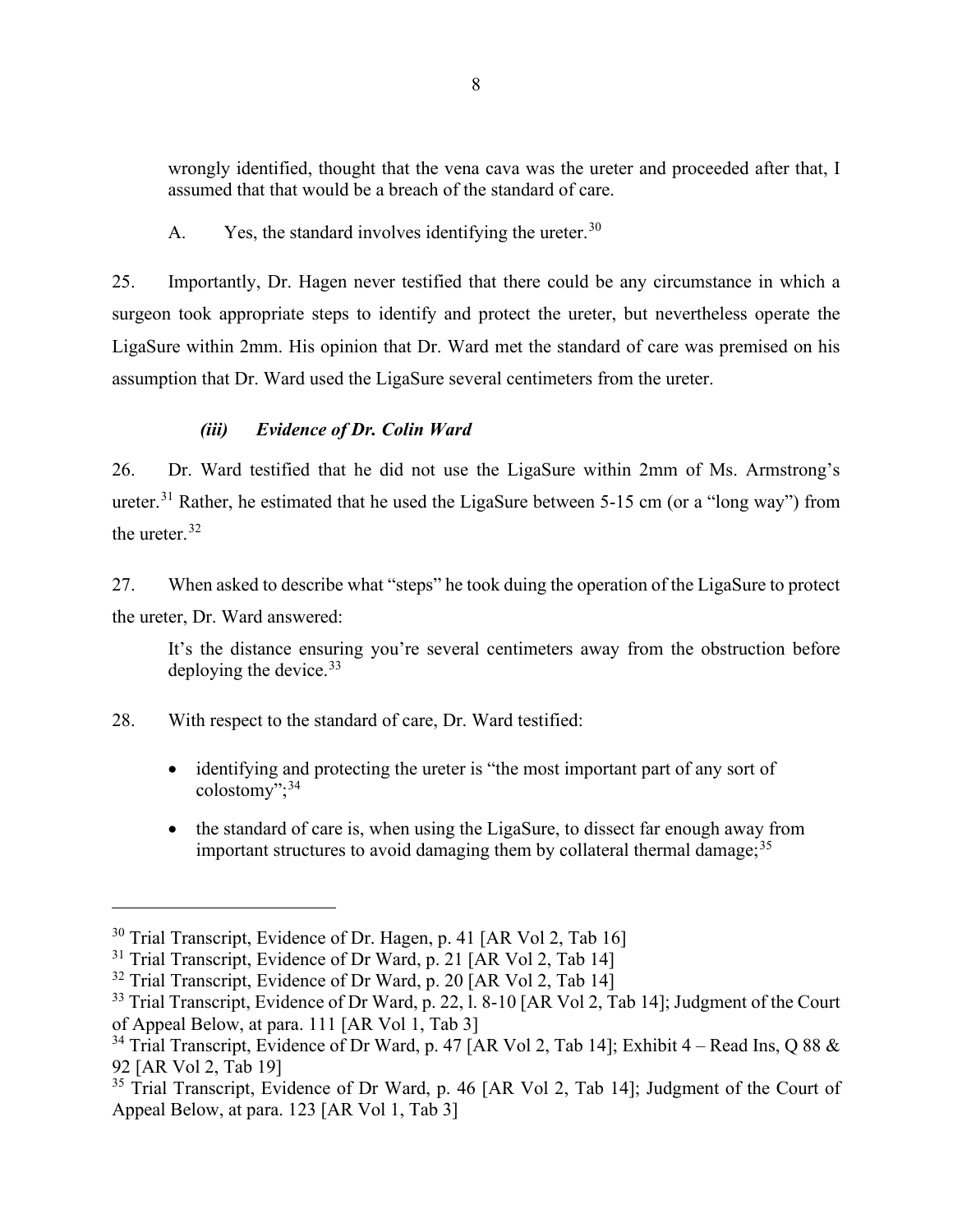> wrongly identified, thought that the vena cava was the ureter and proceeded after that, I assumed that that would be a breach of the standard of care.
>
> A. Yes, the standard involves identifying the ureter.[30]

25. Importantly, Dr. Hagen never testified that there could be any circumstance in which a surgeon took appropriate steps to identify and protect the ureter, but nevertheless operate the LigaSure within 2mm. His opinion that Dr. Ward met the standard of care was premised on his assumption that Dr. Ward used the LigaSure several centimeters from the ureter.

#### *(iii) Evidence of Dr. Colin Ward*

26. Dr. Ward testified that he did not use the LigaSure within 2mm of Ms. Armstrong's ureter.[31] Rather, he estimated that he used the LigaSure between 5-15 cm (or a "long way") from the ureter.[32]

27. When asked to describe what "steps" he took duing the operation of the LigaSure to protect the ureter, Dr. Ward answered:

> It's the distance ensuring you're several centimeters away from the obstruction before deploying the device.[33]

28. With respect to the standard of care, Dr. Ward testified:

- identifying and protecting the ureter is "the most important part of any sort of colostomy";[34]
- the standard of care is, when using the LigaSure, to dissect far enough away from important structures to avoid damaging them by collateral thermal damage;[35]

---

[30] Trial Transcript, Evidence of Dr. Hagen, p. 41 [AR Vol 2, Tab 16]

[31] Trial Transcript, Evidence of Dr Ward, p. 21 [AR Vol 2, Tab 14]

[32] Trial Transcript, Evidence of Dr Ward, p. 20 [AR Vol 2, Tab 14]

[33] Trial Transcript, Evidence of Dr Ward, p. 22, l. 8-10 [AR Vol 2, Tab 14]; Judgment of the Court of Appeal Below, at para. 111 [AR Vol 1, Tab 3]

[34] Trial Transcript, Evidence of Dr Ward, p. 47 [AR Vol 2, Tab 14]; Exhibit 4 – Read Ins, Q 88 & 92 [AR Vol 2, Tab 19]

[35] Trial Transcript, Evidence of Dr Ward, p. 46 [AR Vol 2, Tab 14]; Judgment of the Court of Appeal Below, at para. 123 [AR Vol 1, Tab 3]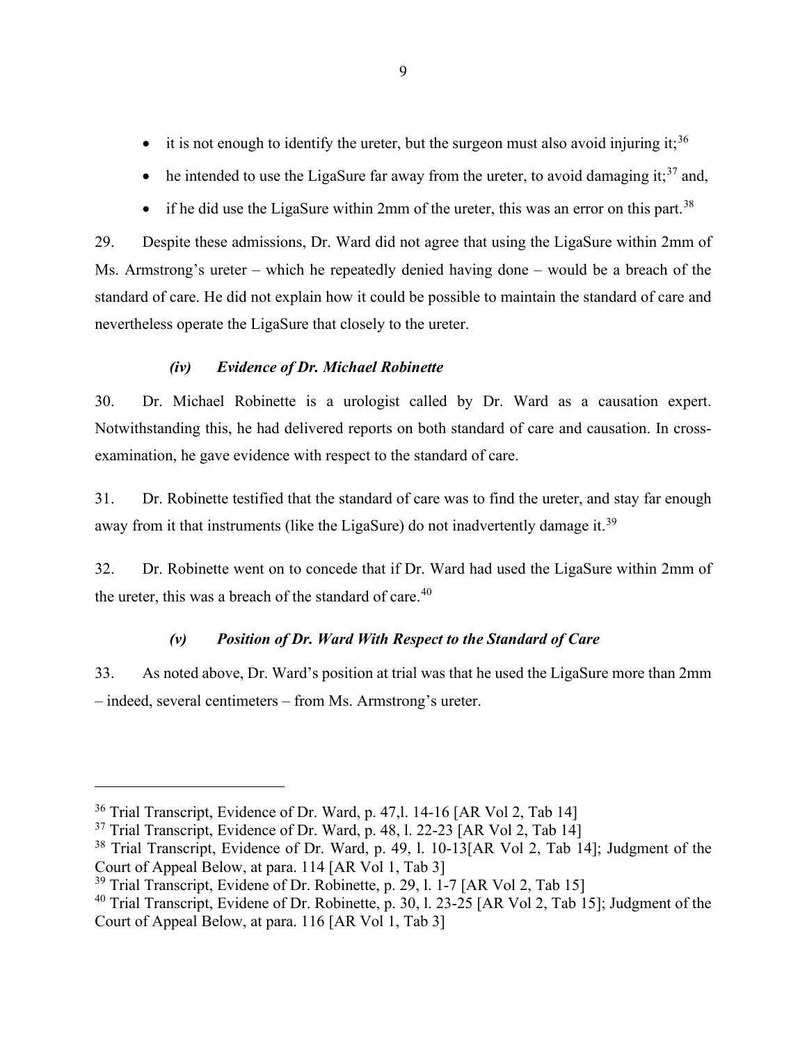- it is not enough to identify the ureter, but the surgeon must also avoid injuring it;[36]
- he intended to use the LigaSure far away from the ureter, to avoid damaging it;[37] and,
- if he did use the LigaSure within 2mm of the ureter, this was an error on this part.[38]

29. Despite these admissions, Dr. Ward did not agree that using the LigaSure within 2mm of Ms. Armstrong's ureter – which he repeatedly denied having done – would be a breach of the standard of care. He did not explain how it could be possible to maintain the standard of care and nevertheless operate the LigaSure that closely to the ureter.

#### *(iv) Evidence of Dr. Michael Robinette*

30. Dr. Michael Robinette is a urologist called by Dr. Ward as a causation expert. Notwithstanding this, he had delivered reports on both standard of care and causation. In cross-examination, he gave evidence with respect to the standard of care.

31. Dr. Robinette testified that the standard of care was to find the ureter, and stay far enough away from it that instruments (like the LigaSure) do not inadvertently damage it.[39]

32. Dr. Robinette went on to concede that if Dr. Ward had used the LigaSure within 2mm of the ureter, this was a breach of the standard of care.[40]

#### *(v) Position of Dr. Ward With Respect to the Standard of Care*

33. As noted above, Dr. Ward's position at trial was that he used the LigaSure more than 2mm – indeed, several centimeters – from Ms. Armstrong's ureter.

---

[36] Trial Transcript, Evidence of Dr. Ward, p. 47,l. 14-16 [AR Vol 2, Tab 14]

[37] Trial Transcript, Evidence of Dr. Ward, p. 48, l. 22-23 [AR Vol 2, Tab 14]

[38] Trial Transcript, Evidence of Dr. Ward, p. 49, l. 10-13[AR Vol 2, Tab 14]; Judgment of the Court of Appeal Below, at para. 114 [AR Vol 1, Tab 3]

[39] Trial Transcript, Evidene of Dr. Robinette, p. 29, l. 1-7 [AR Vol 2, Tab 15]

[40] Trial Transcript, Evidene of Dr. Robinette, p. 30, l. 23-25 [AR Vol 2, Tab 15]; Judgment of the Court of Appeal Below, at para. 116 [AR Vol 1, Tab 3]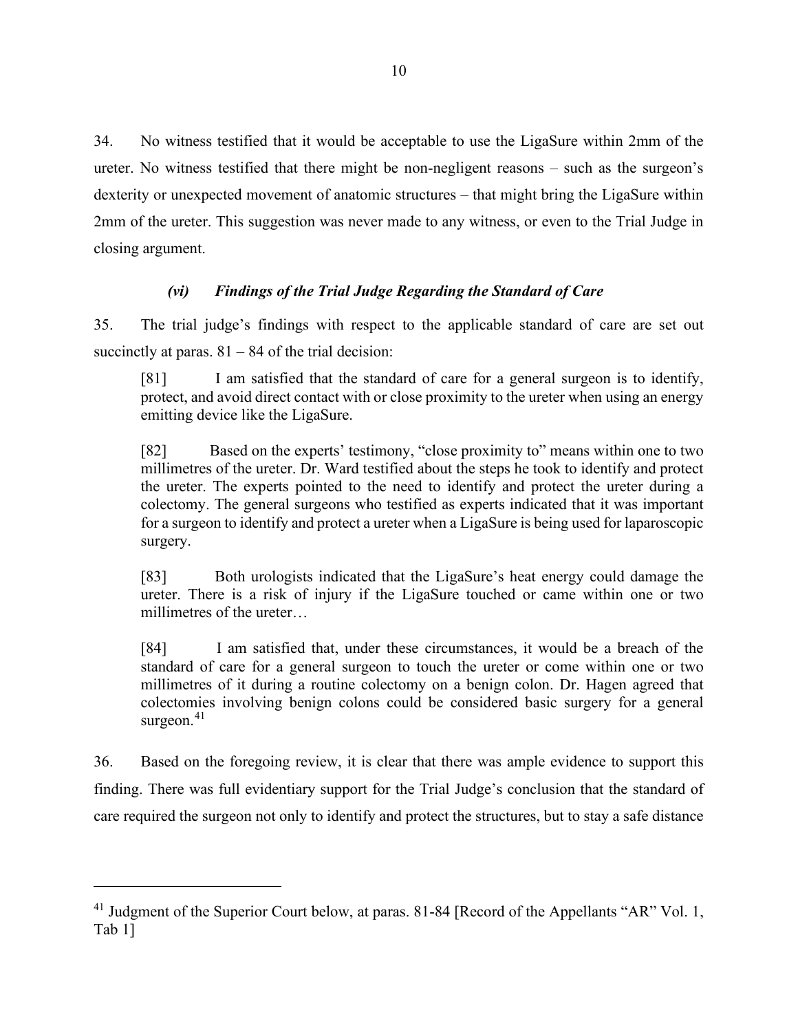34. No witness testified that it would be acceptable to use the LigaSure within 2mm of the ureter. No witness testified that there might be non-negligent reasons – such as the surgeon's dexterity or unexpected movement of anatomic structures – that might bring the LigaSure within 2mm of the ureter. This suggestion was never made to any witness, or even to the Trial Judge in closing argument.

### *(vi) Findings of the Trial Judge Regarding the Standard of Care*

35. The trial judge's findings with respect to the applicable standard of care are set out succinctly at paras. 81 – 84 of the trial decision:

> [81] I am satisfied that the standard of care for a general surgeon is to identify, protect, and avoid direct contact with or close proximity to the ureter when using an energy emitting device like the LigaSure.
>
> [82] Based on the experts' testimony, "close proximity to" means within one to two millimetres of the ureter. Dr. Ward testified about the steps he took to identify and protect the ureter. The experts pointed to the need to identify and protect the ureter during a colectomy. The general surgeons who testified as experts indicated that it was important for a surgeon to identify and protect a ureter when a LigaSure is being used for laparoscopic surgery.
>
> [83] Both urologists indicated that the LigaSure's heat energy could damage the ureter. There is a risk of injury if the LigaSure touched or came within one or two millimetres of the ureter…
>
> [84] I am satisfied that, under these circumstances, it would be a breach of the standard of care for a general surgeon to touch the ureter or come within one or two millimetres of it during a routine colectomy on a benign colon. Dr. Hagen agreed that colectomies involving benign colons could be considered basic surgery for a general surgeon.[41]

36. Based on the foregoing review, it is clear that there was ample evidence to support this finding. There was full evidentiary support for the Trial Judge's conclusion that the standard of care required the surgeon not only to identify and protect the structures, but to stay a safe distance

---

[41] Judgment of the Superior Court below, at paras. 81-84 [Record of the Appellants "AR" Vol. 1, Tab 1]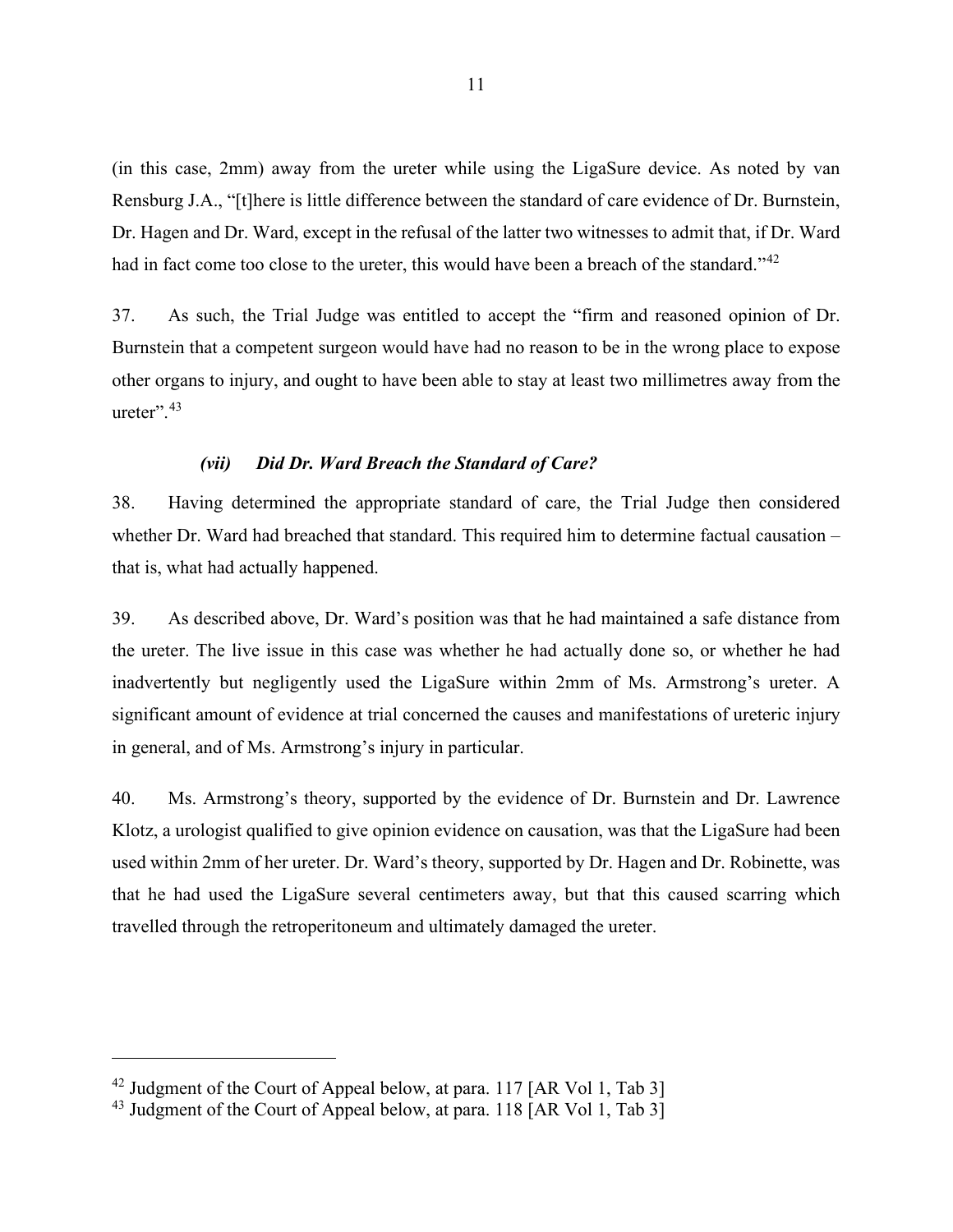(in this case, 2mm) away from the ureter while using the LigaSure device. As noted by van Rensburg J.A., "[t]here is little difference between the standard of care evidence of Dr. Burnstein, Dr. Hagen and Dr. Ward, except in the refusal of the latter two witnesses to admit that, if Dr. Ward had in fact come too close to the ureter, this would have been a breach of the standard."[42]

37. As such, the Trial Judge was entitled to accept the "firm and reasoned opinion of Dr. Burnstein that a competent surgeon would have had no reason to be in the wrong place to expose other organs to injury, and ought to have been able to stay at least two millimetres away from the ureter".[43]

#### *(vii) Did Dr. Ward Breach the Standard of Care?*

38. Having determined the appropriate standard of care, the Trial Judge then considered whether Dr. Ward had breached that standard. This required him to determine factual causation – that is, what had actually happened.

39. As described above, Dr. Ward's position was that he had maintained a safe distance from the ureter. The live issue in this case was whether he had actually done so, or whether he had inadvertently but negligently used the LigaSure within 2mm of Ms. Armstrong's ureter. A significant amount of evidence at trial concerned the causes and manifestations of ureteric injury in general, and of Ms. Armstrong's injury in particular.

40. Ms. Armstrong's theory, supported by the evidence of Dr. Burnstein and Dr. Lawrence Klotz, a urologist qualified to give opinion evidence on causation, was that the LigaSure had been used within 2mm of her ureter. Dr. Ward's theory, supported by Dr. Hagen and Dr. Robinette, was that he had used the LigaSure several centimeters away, but that this caused scarring which travelled through the retroperitoneum and ultimately damaged the ureter.

---

[42] Judgment of the Court of Appeal below, at para. 117 [AR Vol 1, Tab 3]

[43] Judgment of the Court of Appeal below, at para. 118 [AR Vol 1, Tab 3]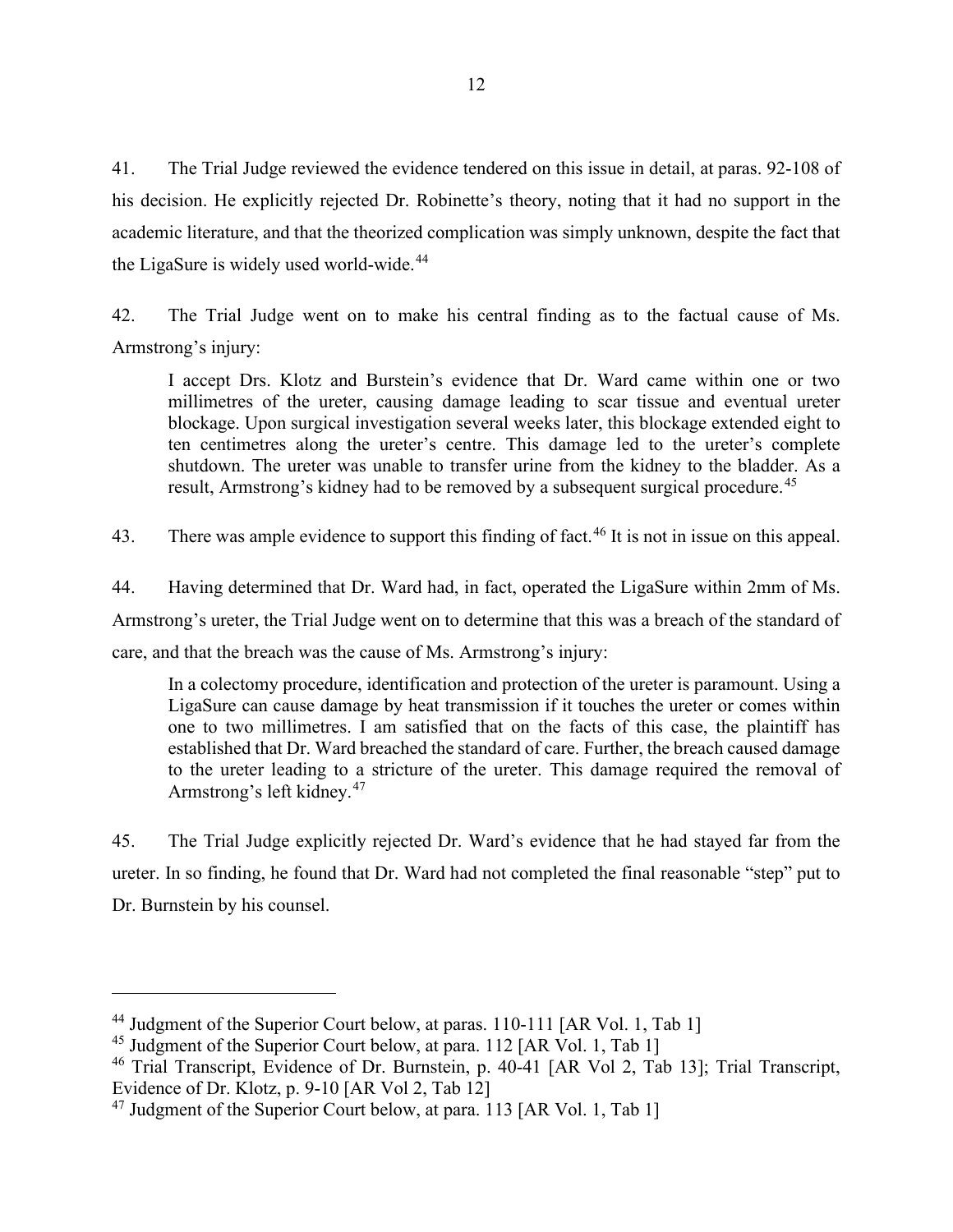41. The Trial Judge reviewed the evidence tendered on this issue in detail, at paras. 92-108 of his decision. He explicitly rejected Dr. Robinette's theory, noting that it had no support in the academic literature, and that the theorized complication was simply unknown, despite the fact that the LigaSure is widely used world-wide.[44]

42. The Trial Judge went on to make his central finding as to the factual cause of Ms. Armstrong's injury:

> I accept Drs. Klotz and Burstein's evidence that Dr. Ward came within one or two millimetres of the ureter, causing damage leading to scar tissue and eventual ureter blockage. Upon surgical investigation several weeks later, this blockage extended eight to ten centimetres along the ureter's centre. This damage led to the ureter's complete shutdown. The ureter was unable to transfer urine from the kidney to the bladder. As a result, Armstrong's kidney had to be removed by a subsequent surgical procedure.[45]

43. There was ample evidence to support this finding of fact.[46] It is not in issue on this appeal.

44. Having determined that Dr. Ward had, in fact, operated the LigaSure within 2mm of Ms. Armstrong's ureter, the Trial Judge went on to determine that this was a breach of the standard of care, and that the breach was the cause of Ms. Armstrong's injury:

> In a colectomy procedure, identification and protection of the ureter is paramount. Using a LigaSure can cause damage by heat transmission if it touches the ureter or comes within one to two millimetres. I am satisfied that on the facts of this case, the plaintiff has established that Dr. Ward breached the standard of care. Further, the breach caused damage to the ureter leading to a stricture of the ureter. This damage required the removal of Armstrong's left kidney.[47]

45. The Trial Judge explicitly rejected Dr. Ward's evidence that he had stayed far from the ureter. In so finding, he found that Dr. Ward had not completed the final reasonable "step" put to Dr. Burnstein by his counsel.

---

[44] Judgment of the Superior Court below, at paras. 110-111 [AR Vol. 1, Tab 1]

[45] Judgment of the Superior Court below, at para. 112 [AR Vol. 1, Tab 1]

[46] Trial Transcript, Evidence of Dr. Burnstein, p. 40-41 [AR Vol 2, Tab 13]; Trial Transcript, Evidence of Dr. Klotz, p. 9-10 [AR Vol 2, Tab 12]

[47] Judgment of the Superior Court below, at para. 113 [AR Vol. 1, Tab 1]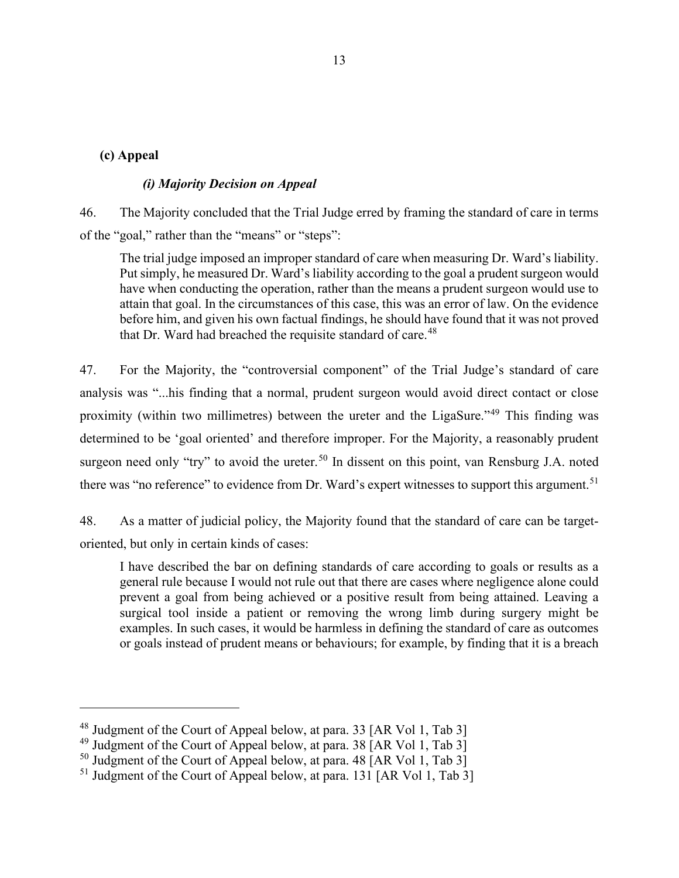### (c) Appeal

#### *(i) Majority Decision on Appeal*

46. The Majority concluded that the Trial Judge erred by framing the standard of care in terms of the "goal," rather than the "means" or "steps":

> The trial judge imposed an improper standard of care when measuring Dr. Ward's liability. Put simply, he measured Dr. Ward's liability according to the goal a prudent surgeon would have when conducting the operation, rather than the means a prudent surgeon would use to attain that goal. In the circumstances of this case, this was an error of law. On the evidence before him, and given his own factual findings, he should have found that it was not proved that Dr. Ward had breached the requisite standard of care.[48]

47. For the Majority, the "controversial component" of the Trial Judge's standard of care analysis was "...his finding that a normal, prudent surgeon would avoid direct contact or close proximity (within two millimetres) between the ureter and the LigaSure."[49] This finding was determined to be 'goal oriented' and therefore improper. For the Majority, a reasonably prudent surgeon need only "try" to avoid the ureter.[50] In dissent on this point, van Rensburg J.A. noted there was "no reference" to evidence from Dr. Ward's expert witnesses to support this argument.[51]

48. As a matter of judicial policy, the Majority found that the standard of care can be target-oriented, but only in certain kinds of cases:

> I have described the bar on defining standards of care according to goals or results as a general rule because I would not rule out that there are cases where negligence alone could prevent a goal from being achieved or a positive result from being attained. Leaving a surgical tool inside a patient or removing the wrong limb during surgery might be examples. In such cases, it would be harmless in defining the standard of care as outcomes or goals instead of prudent means or behaviours; for example, by finding that it is a breach

---

[48] Judgment of the Court of Appeal below, at para. 33 [AR Vol 1, Tab 3]

[49] Judgment of the Court of Appeal below, at para. 38 [AR Vol 1, Tab 3]

[50] Judgment of the Court of Appeal below, at para. 48 [AR Vol 1, Tab 3]

[51] Judgment of the Court of Appeal below, at para. 131 [AR Vol 1, Tab 3]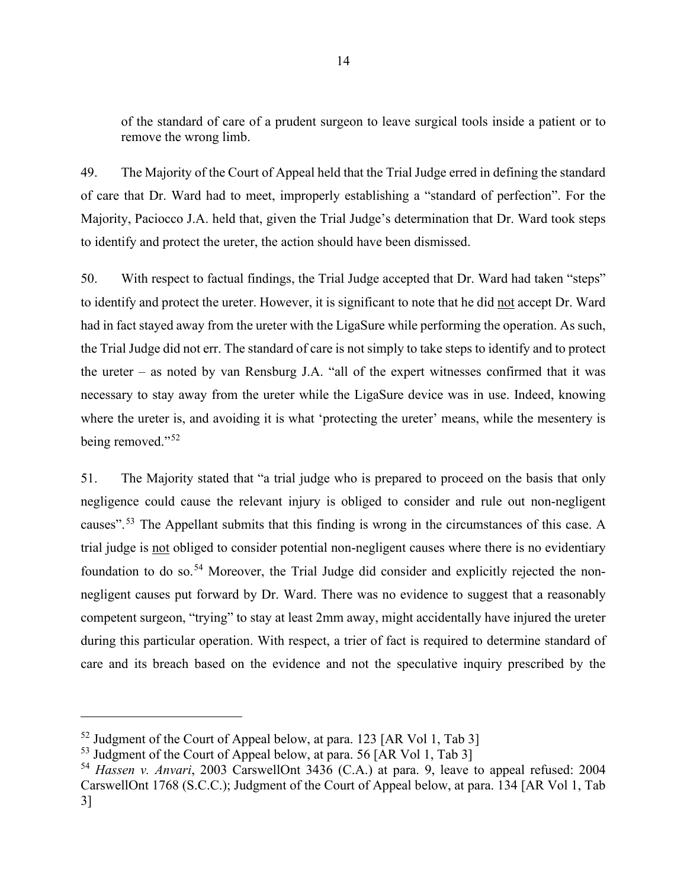of the standard of care of a prudent surgeon to leave surgical tools inside a patient or to remove the wrong limb.

49. The Majority of the Court of Appeal held that the Trial Judge erred in defining the standard of care that Dr. Ward had to meet, improperly establishing a "standard of perfection". For the Majority, Paciocco J.A. held that, given the Trial Judge's determination that Dr. Ward took steps to identify and protect the ureter, the action should have been dismissed.

50. With respect to factual findings, the Trial Judge accepted that Dr. Ward had taken "steps" to identify and protect the ureter. However, it is significant to note that he did <u>not</u> accept Dr. Ward had in fact stayed away from the ureter with the LigaSure while performing the operation. As such, the Trial Judge did not err. The standard of care is not simply to take steps to identify and to protect the ureter – as noted by van Rensburg J.A. "all of the expert witnesses confirmed that it was necessary to stay away from the ureter while the LigaSure device was in use. Indeed, knowing where the ureter is, and avoiding it is what 'protecting the ureter' means, while the mesentery is being removed."[52]

51. The Majority stated that "a trial judge who is prepared to proceed on the basis that only negligence could cause the relevant injury is obliged to consider and rule out non-negligent causes".[53] The Appellant submits that this finding is wrong in the circumstances of this case. A trial judge is <u>not</u> obliged to consider potential non-negligent causes where there is no evidentiary foundation to do so.[54] Moreover, the Trial Judge did consider and explicitly rejected the non-negligent causes put forward by Dr. Ward. There was no evidence to suggest that a reasonably competent surgeon, "trying" to stay at least 2mm away, might accidentally have injured the ureter during this particular operation. With respect, a trier of fact is required to determine standard of care and its breach based on the evidence and not the speculative inquiry prescribed by the

---

[52] Judgment of the Court of Appeal below, at para. 123 [AR Vol 1, Tab 3]

[53] Judgment of the Court of Appeal below, at para. 56 [AR Vol 1, Tab 3]

[54] *Hassen v. Anvari*, 2003 CarswellOnt 3436 (C.A.) at para. 9, leave to appeal refused: 2004 CarswellOnt 1768 (S.C.C.); Judgment of the Court of Appeal below, at para. 134 [AR Vol 1, Tab 3]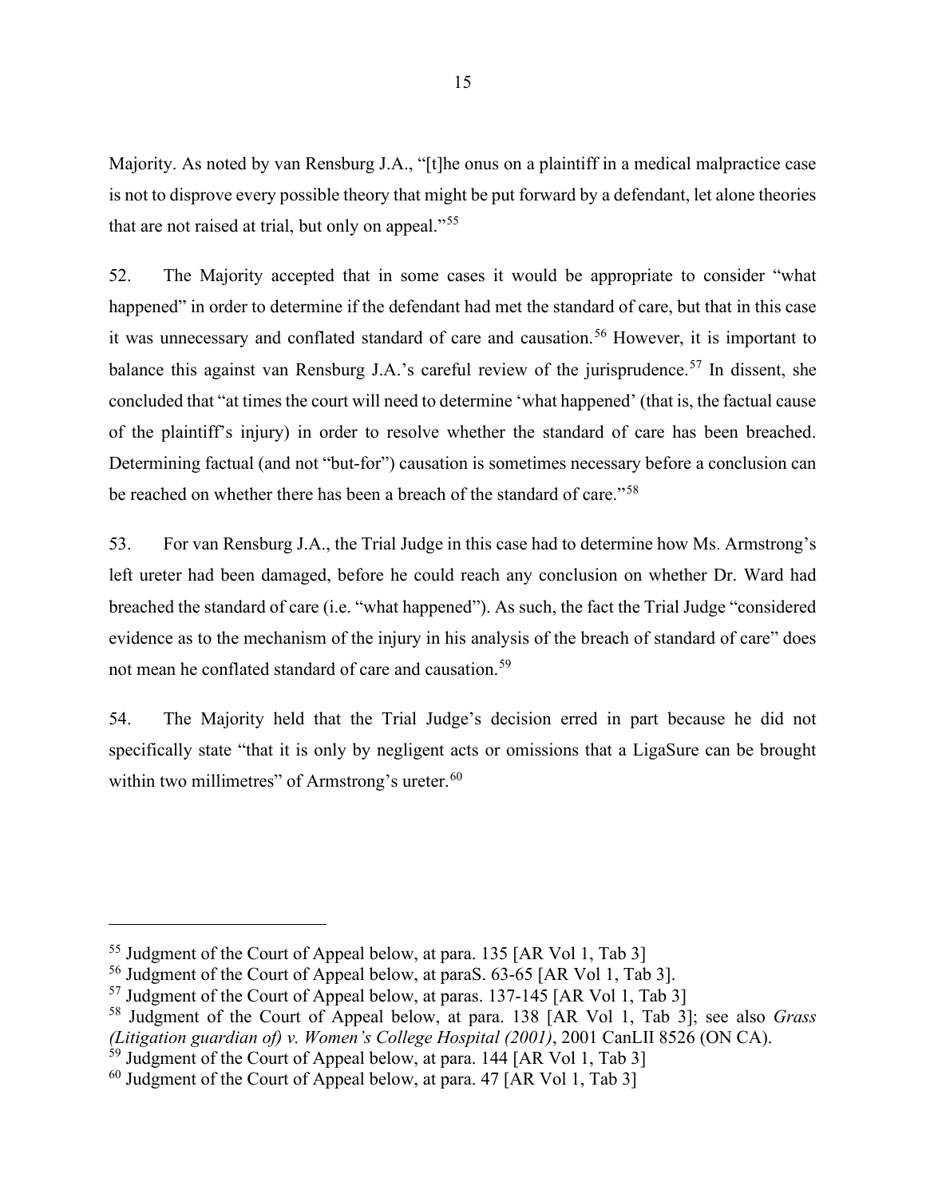Majority. As noted by van Rensburg J.A., "[t]he onus on a plaintiff in a medical malpractice case is not to disprove every possible theory that might be put forward by a defendant, let alone theories that are not raised at trial, but only on appeal."[55]

52. The Majority accepted that in some cases it would be appropriate to consider "what happened" in order to determine if the defendant had met the standard of care, but that in this case it was unnecessary and conflated standard of care and causation.[56] However, it is important to balance this against van Rensburg J.A.'s careful review of the jurisprudence.[57] In dissent, she concluded that "at times the court will need to determine 'what happened' (that is, the factual cause of the plaintiff's injury) in order to resolve whether the standard of care has been breached. Determining factual (and not "but-for") causation is sometimes necessary before a conclusion can be reached on whether there has been a breach of the standard of care."[58]

53. For van Rensburg J.A., the Trial Judge in this case had to determine how Ms. Armstrong's left ureter had been damaged, before he could reach any conclusion on whether Dr. Ward had breached the standard of care (i.e. "what happened"). As such, the fact the Trial Judge "considered evidence as to the mechanism of the injury in his analysis of the breach of standard of care" does not mean he conflated standard of care and causation.[59]

54. The Majority held that the Trial Judge's decision erred in part because he did not specifically state "that it is only by negligent acts or omissions that a LigaSure can be brought within two millimetres" of Armstrong's ureter.[60]

---

[55] Judgment of the Court of Appeal below, at para. 135 [AR Vol 1, Tab 3]

[56] Judgment of the Court of Appeal below, at paraS. 63-65 [AR Vol 1, Tab 3].

[57] Judgment of the Court of Appeal below, at paras. 137-145 [AR Vol 1, Tab 3]

[58] Judgment of the Court of Appeal below, at para. 138 [AR Vol 1, Tab 3]; see also *Grass (Litigation guardian of) v. Women's College Hospital (2001)*, 2001 CanLII 8526 (ON CA).

[59] Judgment of the Court of Appeal below, at para. 144 [AR Vol 1, Tab 3]

[60] Judgment of the Court of Appeal below, at para. 47 [AR Vol 1, Tab 3]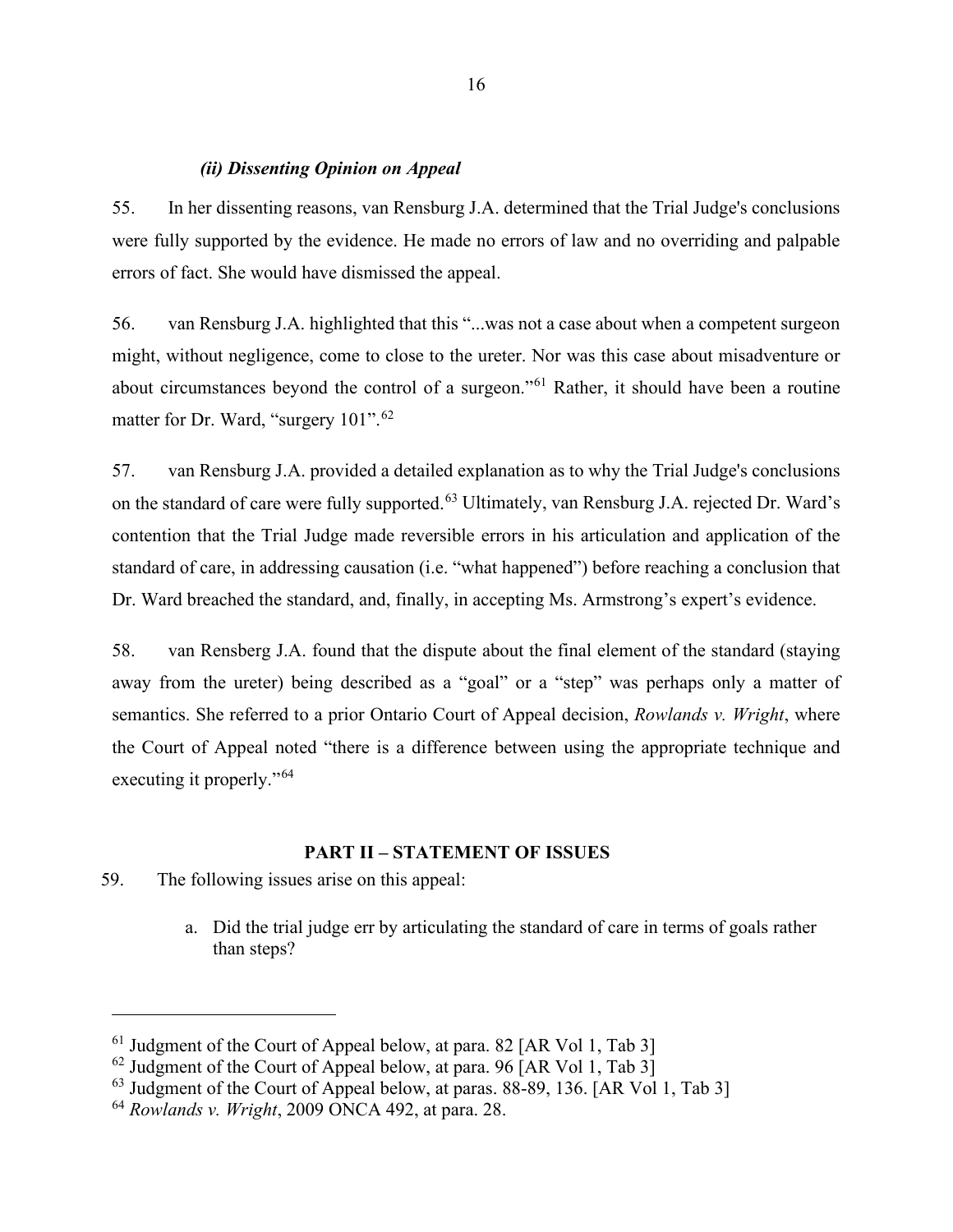#### *(ii) Dissenting Opinion on Appeal*

55. In her dissenting reasons, van Rensburg J.A. determined that the Trial Judge's conclusions were fully supported by the evidence. He made no errors of law and no overriding and palpable errors of fact. She would have dismissed the appeal.

56. van Rensburg J.A. highlighted that this "...was not a case about when a competent surgeon might, without negligence, come to close to the ureter. Nor was this case about misadventure or about circumstances beyond the control of a surgeon."[61] Rather, it should have been a routine matter for Dr. Ward, "surgery 101".[62]

57. van Rensburg J.A. provided a detailed explanation as to why the Trial Judge's conclusions on the standard of care were fully supported.[63] Ultimately, van Rensburg J.A. rejected Dr. Ward's contention that the Trial Judge made reversible errors in his articulation and application of the standard of care, in addressing causation (i.e. "what happened") before reaching a conclusion that Dr. Ward breached the standard, and, finally, in accepting Ms. Armstrong's expert's evidence.

58. van Rensberg J.A. found that the dispute about the final element of the standard (staying away from the ureter) being described as a "goal" or a "step" was perhaps only a matter of semantics. She referred to a prior Ontario Court of Appeal decision, *Rowlands v. Wright*, where the Court of Appeal noted "there is a difference between using the appropriate technique and executing it properly."[64]

## PART II – STATEMENT OF ISSUES

59. The following issues arise on this appeal:

   a. Did the trial judge err by articulating the standard of care in terms of goals rather than steps?

---

[61] Judgment of the Court of Appeal below, at para. 82 [AR Vol 1, Tab 3]

[62] Judgment of the Court of Appeal below, at para. 96 [AR Vol 1, Tab 3]

[63] Judgment of the Court of Appeal below, at paras. 88-89, 136. [AR Vol 1, Tab 3]

[64] *Rowlands v. Wright*, 2009 ONCA 492, at para. 28.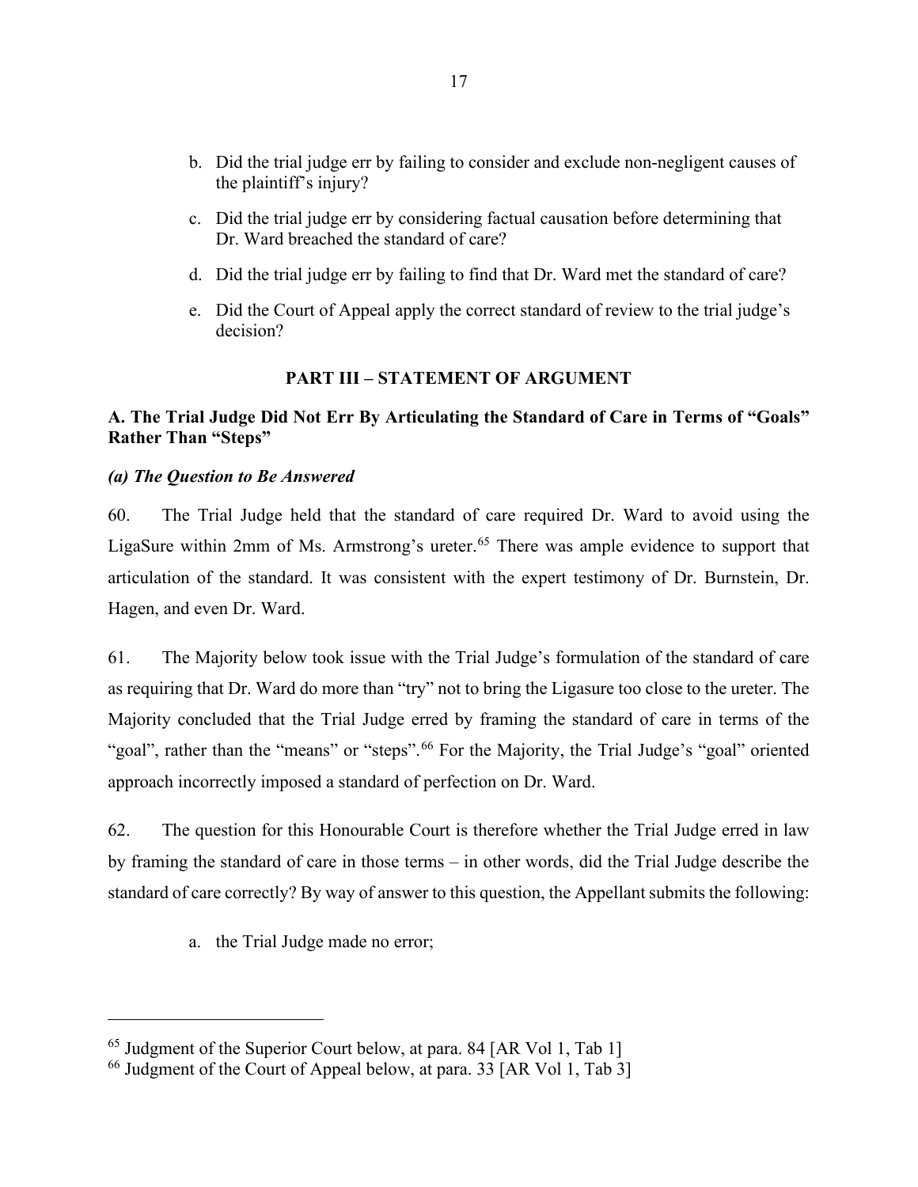b. Did the trial judge err by failing to consider and exclude non-negligent causes of the plaintiff's injury?

c. Did the trial judge err by considering factual causation before determining that Dr. Ward breached the standard of care?

d. Did the trial judge err by failing to find that Dr. Ward met the standard of care?

e. Did the Court of Appeal apply the correct standard of review to the trial judge's decision?

## PART III – STATEMENT OF ARGUMENT

### A. The Trial Judge Did Not Err By Articulating the Standard of Care in Terms of "Goals" Rather Than "Steps"

#### *(a) The Question to Be Answered*

60. The Trial Judge held that the standard of care required Dr. Ward to avoid using the LigaSure within 2mm of Ms. Armstrong's ureter.[65] There was ample evidence to support that articulation of the standard. It was consistent with the expert testimony of Dr. Burnstein, Dr. Hagen, and even Dr. Ward.

61. The Majority below took issue with the Trial Judge's formulation of the standard of care as requiring that Dr. Ward do more than "try" not to bring the Ligasure too close to the ureter. The Majority concluded that the Trial Judge erred by framing the standard of care in terms of the "goal", rather than the "means" or "steps".[66] For the Majority, the Trial Judge's "goal" oriented approach incorrectly imposed a standard of perfection on Dr. Ward.

62. The question for this Honourable Court is therefore whether the Trial Judge erred in law by framing the standard of care in those terms – in other words, did the Trial Judge describe the standard of care correctly? By way of answer to this question, the Appellant submits the following:

a. the Trial Judge made no error;

---

[65] Judgment of the Superior Court below, at para. 84 [AR Vol 1, Tab 1]

[66] Judgment of the Court of Appeal below, at para. 33 [AR Vol 1, Tab 3]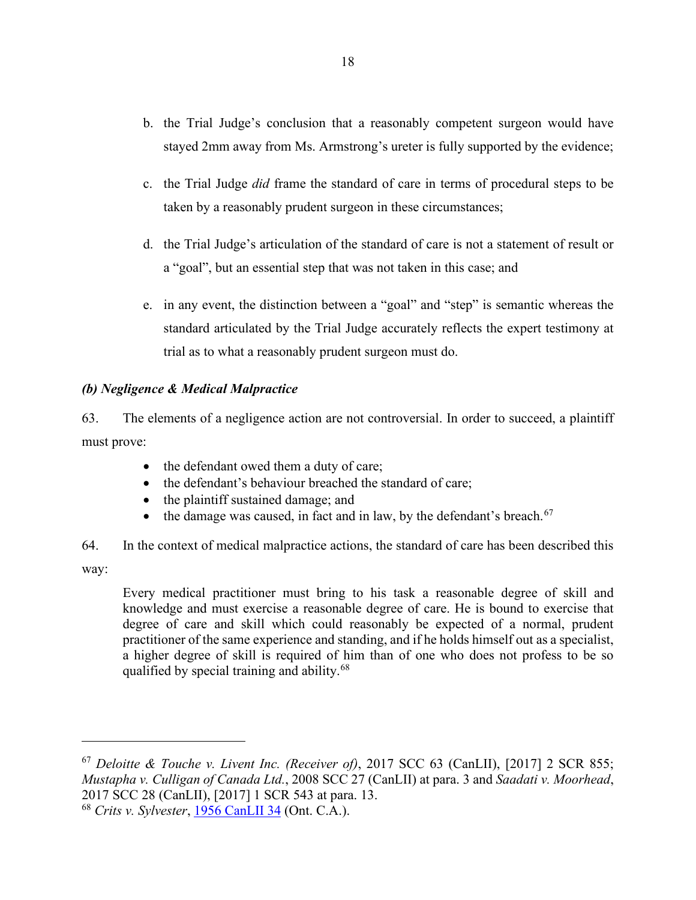b. the Trial Judge's conclusion that a reasonably competent surgeon would have stayed 2mm away from Ms. Armstrong's ureter is fully supported by the evidence;

c. the Trial Judge *did* frame the standard of care in terms of procedural steps to be taken by a reasonably prudent surgeon in these circumstances;

d. the Trial Judge's articulation of the standard of care is not a statement of result or a "goal", but an essential step that was not taken in this case; and

e. in any event, the distinction between a "goal" and "step" is semantic whereas the standard articulated by the Trial Judge accurately reflects the expert testimony at trial as to what a reasonably prudent surgeon must do.

### *(b) Negligence & Medical Malpractice*

63. The elements of a negligence action are not controversial. In order to succeed, a plaintiff must prove:

- the defendant owed them a duty of care;
- the defendant's behaviour breached the standard of care;
- the plaintiff sustained damage; and
- the damage was caused, in fact and in law, by the defendant's breach.[67]

64. In the context of medical malpractice actions, the standard of care has been described this way:

> Every medical practitioner must bring to his task a reasonable degree of skill and knowledge and must exercise a reasonable degree of care. He is bound to exercise that degree of care and skill which could reasonably be expected of a normal, prudent practitioner of the same experience and standing, and if he holds himself out as a specialist, a higher degree of skill is required of him than of one who does not profess to be so qualified by special training and ability.[68]

---

[67] *Deloitte & Touche v. Livent Inc. (Receiver of)*, 2017 SCC 63 (CanLII), [2017] 2 SCR 855; *Mustapha v. Culligan of Canada Ltd.*, 2008 SCC 27 (CanLII) at para. 3 and *Saadati v. Moorhead*, 2017 SCC 28 (CanLII), [2017] 1 SCR 543 at para. 13.

[68] *Crits v. Sylvester*, 1956 CanLII 34 (Ont. C.A.).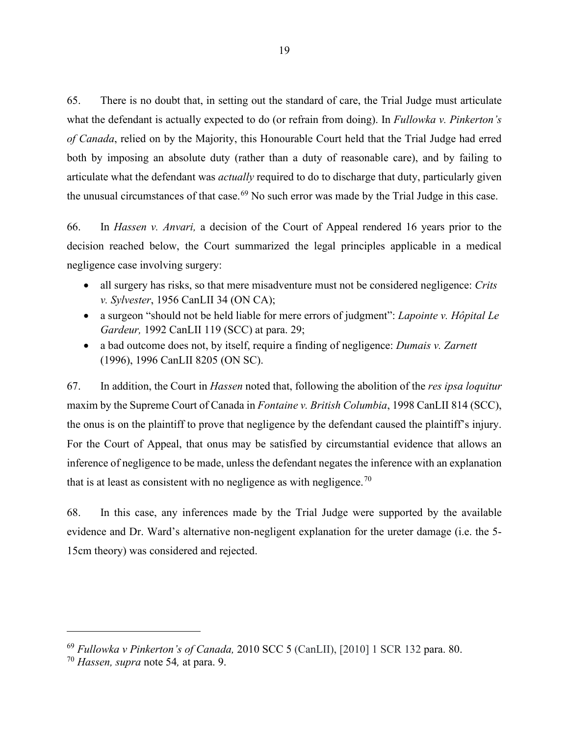65. There is no doubt that, in setting out the standard of care, the Trial Judge must articulate what the defendant is actually expected to do (or refrain from doing). In *Fullowka v. Pinkerton's of Canada*, relied on by the Majority, this Honourable Court held that the Trial Judge had erred both by imposing an absolute duty (rather than a duty of reasonable care), and by failing to articulate what the defendant was *actually* required to do to discharge that duty, particularly given the unusual circumstances of that case.[69] No such error was made by the Trial Judge in this case.

66. In *Hassen v. Anvari,* a decision of the Court of Appeal rendered 16 years prior to the decision reached below, the Court summarized the legal principles applicable in a medical negligence case involving surgery:

- all surgery has risks, so that mere misadventure must not be considered negligence: *Crits v. Sylvester*, 1956 CanLII 34 (ON CA);
- a surgeon "should not be held liable for mere errors of judgment": *Lapointe v. Hôpital Le Gardeur,* 1992 CanLII 119 (SCC) at para. 29;
- a bad outcome does not, by itself, require a finding of negligence: *Dumais v. Zarnett* (1996), 1996 CanLII 8205 (ON SC).

67. In addition, the Court in *Hassen* noted that, following the abolition of the *res ipsa loquitur* maxim by the Supreme Court of Canada in *Fontaine v. British Columbia*, 1998 CanLII 814 (SCC), the onus is on the plaintiff to prove that negligence by the defendant caused the plaintiff's injury. For the Court of Appeal, that onus may be satisfied by circumstantial evidence that allows an inference of negligence to be made, unless the defendant negates the inference with an explanation that is at least as consistent with no negligence as with negligence.[70]

68. In this case, any inferences made by the Trial Judge were supported by the available evidence and Dr. Ward's alternative non-negligent explanation for the ureter damage (i.e. the 5-15cm theory) was considered and rejected.

---

[69] *Fullowka v Pinkerton's of Canada,* 2010 SCC 5 (CanLII), [2010] 1 SCR 132 para. 80.

[70] *Hassen, supra* note 54*,* at para. 9.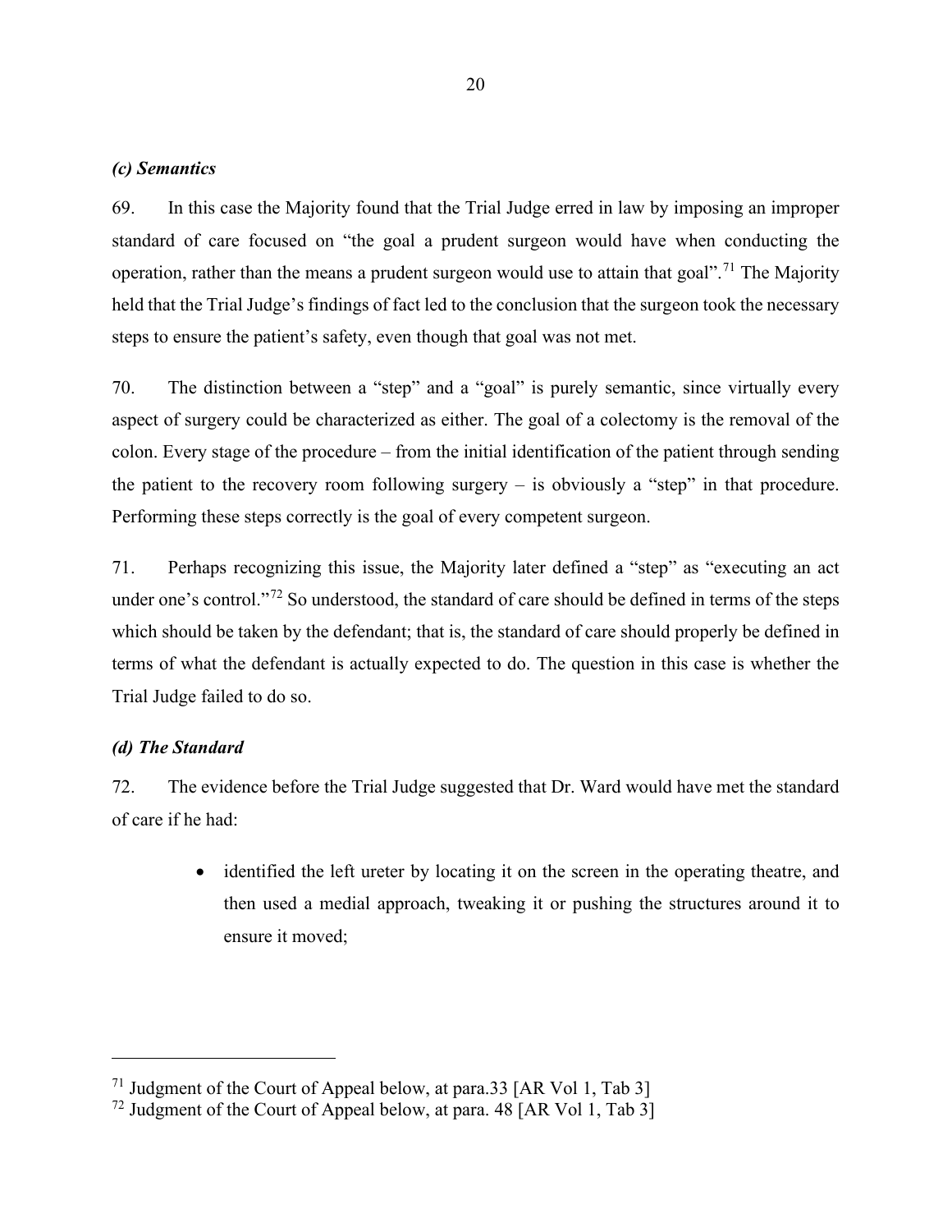### *(c) Semantics*

69. In this case the Majority found that the Trial Judge erred in law by imposing an improper standard of care focused on "the goal a prudent surgeon would have when conducting the operation, rather than the means a prudent surgeon would use to attain that goal".[71] The Majority held that the Trial Judge's findings of fact led to the conclusion that the surgeon took the necessary steps to ensure the patient's safety, even though that goal was not met.

70. The distinction between a "step" and a "goal" is purely semantic, since virtually every aspect of surgery could be characterized as either. The goal of a colectomy is the removal of the colon. Every stage of the procedure – from the initial identification of the patient through sending the patient to the recovery room following surgery – is obviously a "step" in that procedure. Performing these steps correctly is the goal of every competent surgeon.

71. Perhaps recognizing this issue, the Majority later defined a "step" as "executing an act under one's control."[72] So understood, the standard of care should be defined in terms of the steps which should be taken by the defendant; that is, the standard of care should properly be defined in terms of what the defendant is actually expected to do. The question in this case is whether the Trial Judge failed to do so.

### *(d) The Standard*

72. The evidence before the Trial Judge suggested that Dr. Ward would have met the standard of care if he had:

- identified the left ureter by locating it on the screen in the operating theatre, and then used a medial approach, tweaking it or pushing the structures around it to ensure it moved;

---

[71] Judgment of the Court of Appeal below, at para.33 [AR Vol 1, Tab 3]

[72] Judgment of the Court of Appeal below, at para. 48 [AR Vol 1, Tab 3]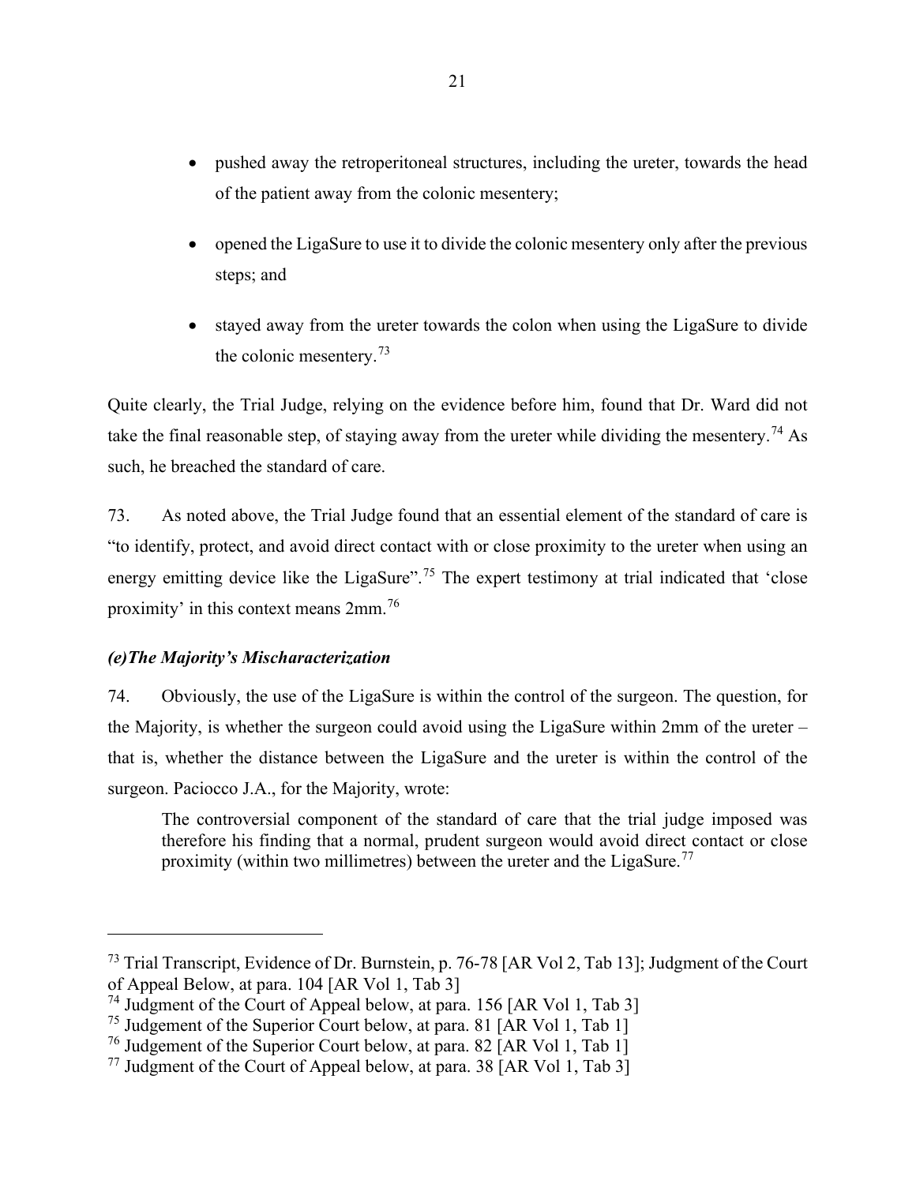- pushed away the retroperitoneal structures, including the ureter, towards the head of the patient away from the colonic mesentery;
- opened the LigaSure to use it to divide the colonic mesentery only after the previous steps; and
- stayed away from the ureter towards the colon when using the LigaSure to divide the colonic mesentery.[73]

Quite clearly, the Trial Judge, relying on the evidence before him, found that Dr. Ward did not take the final reasonable step, of staying away from the ureter while dividing the mesentery.[74] As such, he breached the standard of care.

73. As noted above, the Trial Judge found that an essential element of the standard of care is "to identify, protect, and avoid direct contact with or close proximity to the ureter when using an energy emitting device like the LigaSure".[75] The expert testimony at trial indicated that 'close proximity' in this context means 2mm.[76]

### *(e)The Majority's Mischaracterization*

74. Obviously, the use of the LigaSure is within the control of the surgeon. The question, for the Majority, is whether the surgeon could avoid using the LigaSure within 2mm of the ureter – that is, whether the distance between the LigaSure and the ureter is within the control of the surgeon. Paciocco J.A., for the Majority, wrote:

> The controversial component of the standard of care that the trial judge imposed was therefore his finding that a normal, prudent surgeon would avoid direct contact or close proximity (within two millimetres) between the ureter and the LigaSure.[77]

---

[73] Trial Transcript, Evidence of Dr. Burnstein, p. 76-78 [AR Vol 2, Tab 13]; Judgment of the Court of Appeal Below, at para. 104 [AR Vol 1, Tab 3]

[74] Judgment of the Court of Appeal below, at para. 156 [AR Vol 1, Tab 3]

[75] Judgement of the Superior Court below, at para. 81 [AR Vol 1, Tab 1]

[76] Judgement of the Superior Court below, at para. 82 [AR Vol 1, Tab 1]

[77] Judgment of the Court of Appeal below, at para. 38 [AR Vol 1, Tab 3]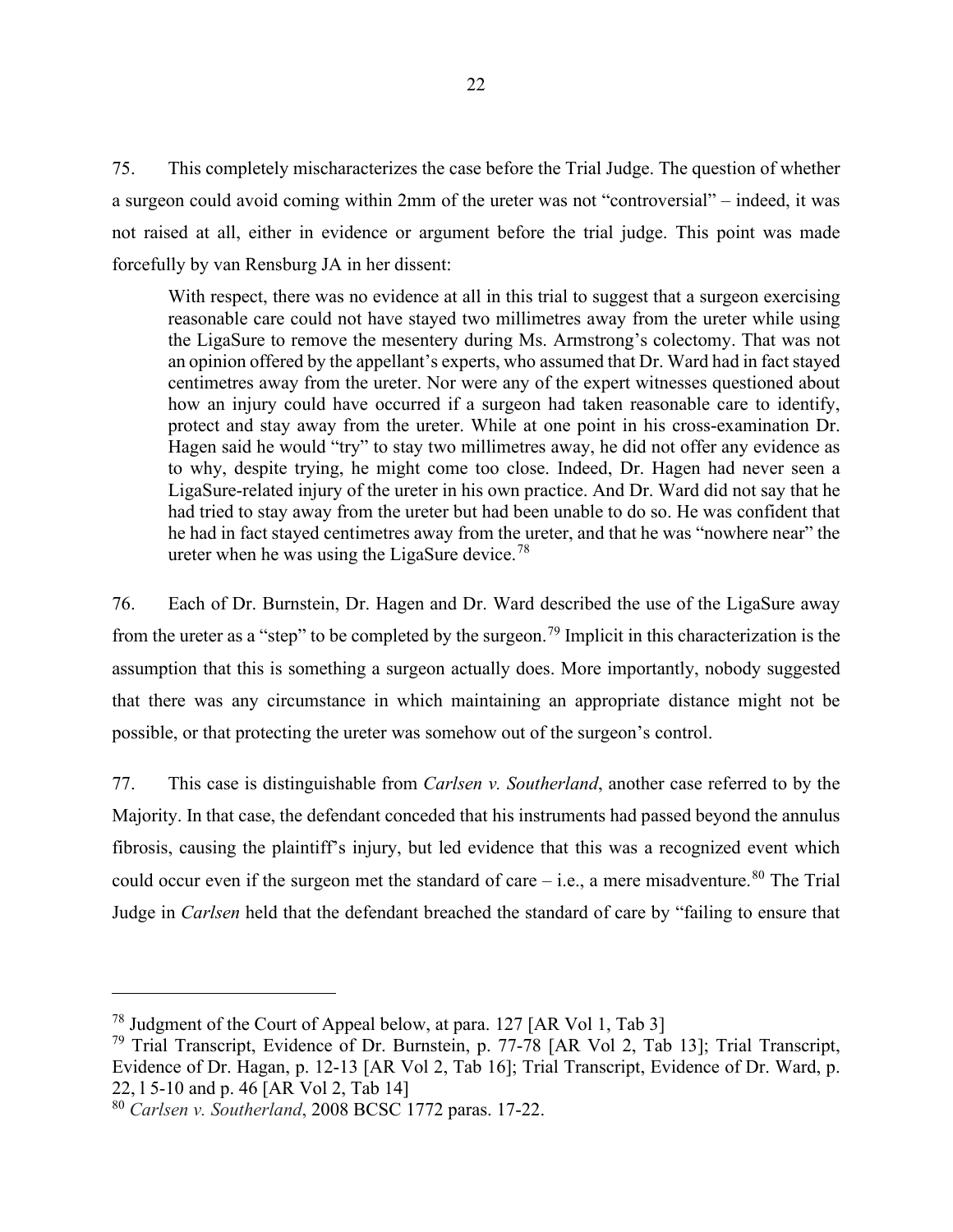75. This completely mischaracterizes the case before the Trial Judge. The question of whether a surgeon could avoid coming within 2mm of the ureter was not "controversial" – indeed, it was not raised at all, either in evidence or argument before the trial judge. This point was made forcefully by van Rensburg JA in her dissent:

> With respect, there was no evidence at all in this trial to suggest that a surgeon exercising reasonable care could not have stayed two millimetres away from the ureter while using the LigaSure to remove the mesentery during Ms. Armstrong's colectomy. That was not an opinion offered by the appellant's experts, who assumed that Dr. Ward had in fact stayed centimetres away from the ureter. Nor were any of the expert witnesses questioned about how an injury could have occurred if a surgeon had taken reasonable care to identify, protect and stay away from the ureter. While at one point in his cross-examination Dr. Hagen said he would "try" to stay two millimetres away, he did not offer any evidence as to why, despite trying, he might come too close. Indeed, Dr. Hagen had never seen a LigaSure-related injury of the ureter in his own practice. And Dr. Ward did not say that he had tried to stay away from the ureter but had been unable to do so. He was confident that he had in fact stayed centimetres away from the ureter, and that he was "nowhere near" the ureter when he was using the LigaSure device.[78]

76. Each of Dr. Burnstein, Dr. Hagen and Dr. Ward described the use of the LigaSure away from the ureter as a "step" to be completed by the surgeon.[79] Implicit in this characterization is the assumption that this is something a surgeon actually does. More importantly, nobody suggested that there was any circumstance in which maintaining an appropriate distance might not be possible, or that protecting the ureter was somehow out of the surgeon's control.

77. This case is distinguishable from *Carlsen v. Southerland*, another case referred to by the Majority. In that case, the defendant conceded that his instruments had passed beyond the annulus fibrosis, causing the plaintiff's injury, but led evidence that this was a recognized event which could occur even if the surgeon met the standard of care – i.e., a mere misadventure.[80] The Trial Judge in *Carlsen* held that the defendant breached the standard of care by "failing to ensure that

---

[78] Judgment of the Court of Appeal below, at para. 127 [AR Vol 1, Tab 3]

[79] Trial Transcript, Evidence of Dr. Burnstein, p. 77-78 [AR Vol 2, Tab 13]; Trial Transcript, Evidence of Dr. Hagan, p. 12-13 [AR Vol 2, Tab 16]; Trial Transcript, Evidence of Dr. Ward, p. 22, l 5-10 and p. 46 [AR Vol 2, Tab 14]

[80] *Carlsen v. Southerland*, 2008 BCSC 1772 paras. 17-22.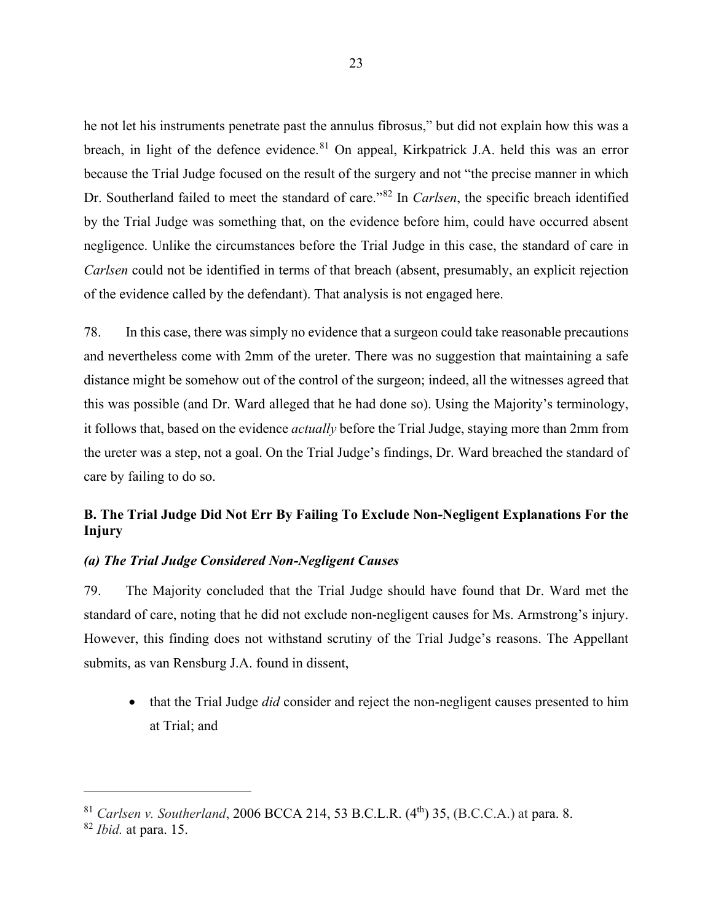he not let his instruments penetrate past the annulus fibrosus," but did not explain how this was a breach, in light of the defence evidence.[81] On appeal, Kirkpatrick J.A. held this was an error because the Trial Judge focused on the result of the surgery and not "the precise manner in which Dr. Southerland failed to meet the standard of care."[82] In *Carlsen*, the specific breach identified by the Trial Judge was something that, on the evidence before him, could have occurred absent negligence. Unlike the circumstances before the Trial Judge in this case, the standard of care in *Carlsen* could not be identified in terms of that breach (absent, presumably, an explicit rejection of the evidence called by the defendant). That analysis is not engaged here.

78. In this case, there was simply no evidence that a surgeon could take reasonable precautions and nevertheless come with 2mm of the ureter. There was no suggestion that maintaining a safe distance might be somehow out of the control of the surgeon; indeed, all the witnesses agreed that this was possible (and Dr. Ward alleged that he had done so). Using the Majority's terminology, it follows that, based on the evidence *actually* before the Trial Judge, staying more than 2mm from the ureter was a step, not a goal. On the Trial Judge's findings, Dr. Ward breached the standard of care by failing to do so.

## B. The Trial Judge Did Not Err By Failing To Exclude Non-Negligent Explanations For the Injury

### *(a) The Trial Judge Considered Non-Negligent Causes*

79. The Majority concluded that the Trial Judge should have found that Dr. Ward met the standard of care, noting that he did not exclude non-negligent causes for Ms. Armstrong's injury. However, this finding does not withstand scrutiny of the Trial Judge's reasons. The Appellant submits, as van Rensburg J.A. found in dissent,

- that the Trial Judge *did* consider and reject the non-negligent causes presented to him at Trial; and

---

[81] *Carlsen v. Southerland*, 2006 BCCA 214, 53 B.C.L.R. (4th) 35, (B.C.C.A.) at para. 8.

[82] *Ibid.* at para. 15.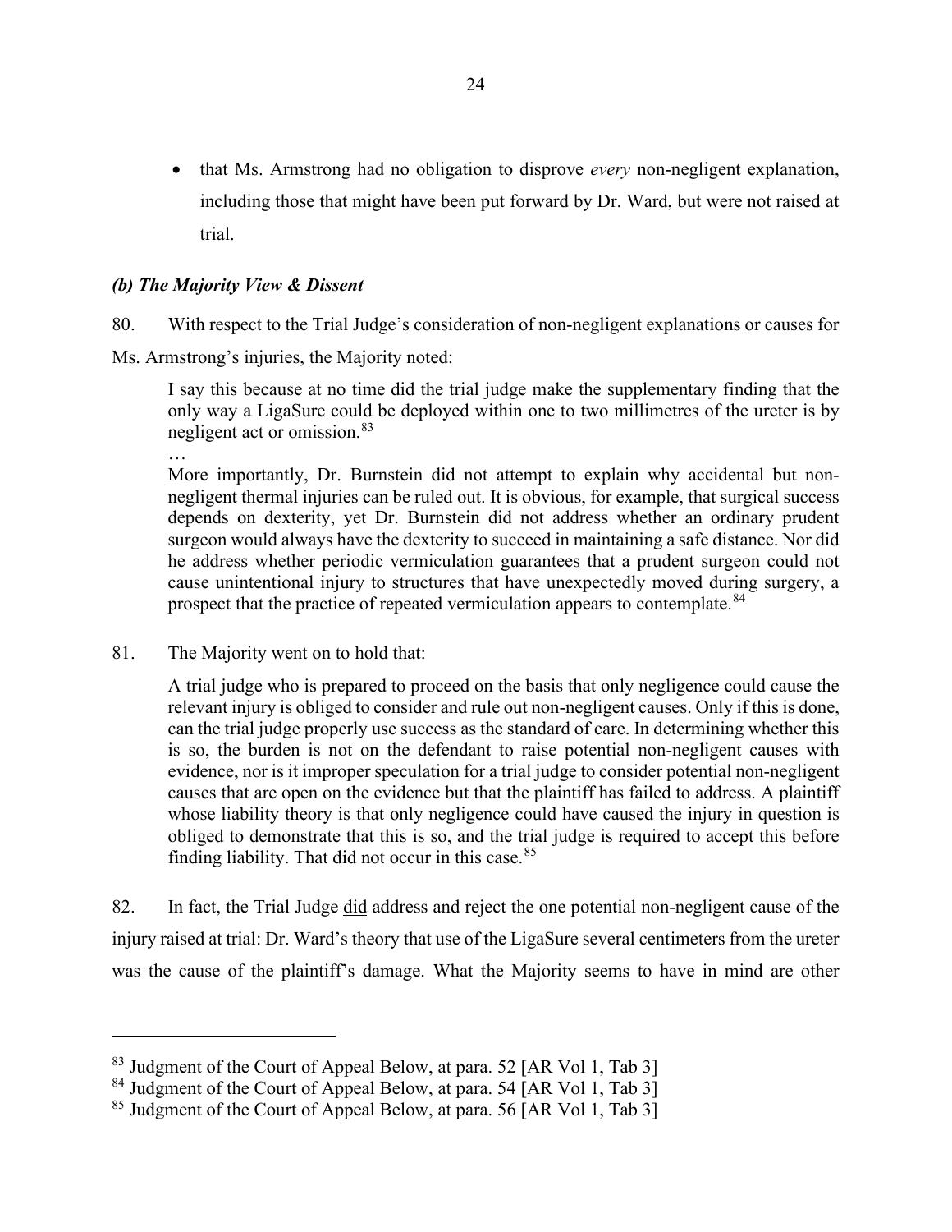- that Ms. Armstrong had no obligation to disprove *every* non-negligent explanation, including those that might have been put forward by Dr. Ward, but were not raised at trial.

### *(b) The Majority View & Dissent*

80. With respect to the Trial Judge's consideration of non-negligent explanations or causes for Ms. Armstrong's injuries, the Majority noted:

> I say this because at no time did the trial judge make the supplementary finding that the only way a LigaSure could be deployed within one to two millimetres of the ureter is by negligent act or omission.[83]
>
> …
>
> More importantly, Dr. Burnstein did not attempt to explain why accidental but non-negligent thermal injuries can be ruled out. It is obvious, for example, that surgical success depends on dexterity, yet Dr. Burnstein did not address whether an ordinary prudent surgeon would always have the dexterity to succeed in maintaining a safe distance. Nor did he address whether periodic vermiculation guarantees that a prudent surgeon could not cause unintentional injury to structures that have unexpectedly moved during surgery, a prospect that the practice of repeated vermiculation appears to contemplate.[84]

81. The Majority went on to hold that:

> A trial judge who is prepared to proceed on the basis that only negligence could cause the relevant injury is obliged to consider and rule out non-negligent causes. Only if this is done, can the trial judge properly use success as the standard of care. In determining whether this is so, the burden is not on the defendant to raise potential non-negligent causes with evidence, nor is it improper speculation for a trial judge to consider potential non-negligent causes that are open on the evidence but that the plaintiff has failed to address. A plaintiff whose liability theory is that only negligence could have caused the injury in question is obliged to demonstrate that this is so, and the trial judge is required to accept this before finding liability. That did not occur in this case.[85]

82. In fact, the Trial Judge <u>did</u> address and reject the one potential non-negligent cause of the injury raised at trial: Dr. Ward's theory that use of the LigaSure several centimeters from the ureter was the cause of the plaintiff's damage. What the Majority seems to have in mind are other

---

[83] Judgment of the Court of Appeal Below, at para. 52 [AR Vol 1, Tab 3]

[84] Judgment of the Court of Appeal Below, at para. 54 [AR Vol 1, Tab 3]

[85] Judgment of the Court of Appeal Below, at para. 56 [AR Vol 1, Tab 3]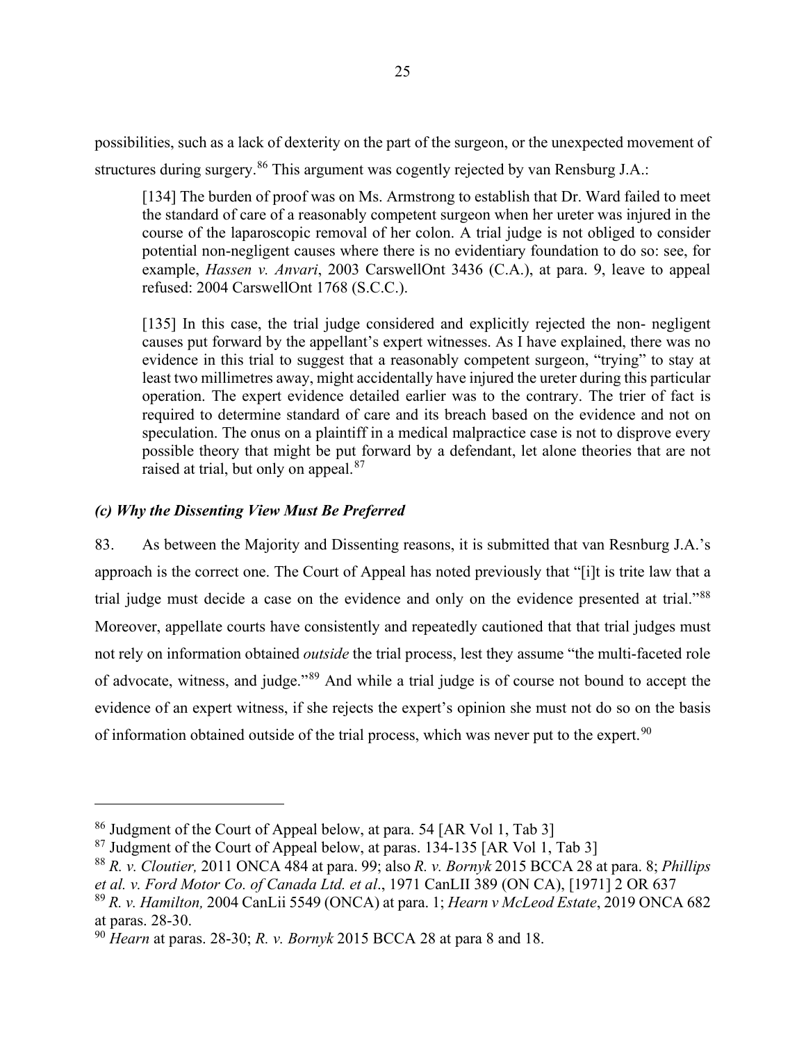possibilities, such as a lack of dexterity on the part of the surgeon, or the unexpected movement of structures during surgery.[86] This argument was cogently rejected by van Rensburg J.A.:

> [134] The burden of proof was on Ms. Armstrong to establish that Dr. Ward failed to meet the standard of care of a reasonably competent surgeon when her ureter was injured in the course of the laparoscopic removal of her colon. A trial judge is not obliged to consider potential non-negligent causes where there is no evidentiary foundation to do so: see, for example, *Hassen v. Anvari*, 2003 CarswellOnt 3436 (C.A.), at para. 9, leave to appeal refused: 2004 CarswellOnt 1768 (S.C.C.).
>
> [135] In this case, the trial judge considered and explicitly rejected the non- negligent causes put forward by the appellant's expert witnesses. As I have explained, there was no evidence in this trial to suggest that a reasonably competent surgeon, "trying" to stay at least two millimetres away, might accidentally have injured the ureter during this particular operation. The expert evidence detailed earlier was to the contrary. The trier of fact is required to determine standard of care and its breach based on the evidence and not on speculation. The onus on a plaintiff in a medical malpractice case is not to disprove every possible theory that might be put forward by a defendant, let alone theories that are not raised at trial, but only on appeal.[87]

### *(c) Why the Dissenting View Must Be Preferred*

83. As between the Majority and Dissenting reasons, it is submitted that van Resnburg J.A.'s approach is the correct one. The Court of Appeal has noted previously that "[i]t is trite law that a trial judge must decide a case on the evidence and only on the evidence presented at trial."[88] Moreover, appellate courts have consistently and repeatedly cautioned that that trial judges must not rely on information obtained *outside* the trial process, lest they assume "the multi-faceted role of advocate, witness, and judge."[89] And while a trial judge is of course not bound to accept the evidence of an expert witness, if she rejects the expert's opinion she must not do so on the basis of information obtained outside of the trial process, which was never put to the expert.[90]

---

[86] Judgment of the Court of Appeal below, at para. 54 [AR Vol 1, Tab 3]

[87] Judgment of the Court of Appeal below, at paras. 134-135 [AR Vol 1, Tab 3]

[88] *R. v. Cloutier,* 2011 ONCA 484 at para. 99; also *R. v. Bornyk* 2015 BCCA 28 at para. 8; *Phillips et al. v. Ford Motor Co. of Canada Ltd. et al*., 1971 CanLII 389 (ON CA), [1971] 2 OR 637

[89] *R. v. Hamilton,* 2004 CanLii 5549 (ONCA) at para. 1; *Hearn v McLeod Estate*, 2019 ONCA 682 at paras. 28-30.

[90] *Hearn* at paras. 28-30; *R. v. Bornyk* 2015 BCCA 28 at para 8 and 18.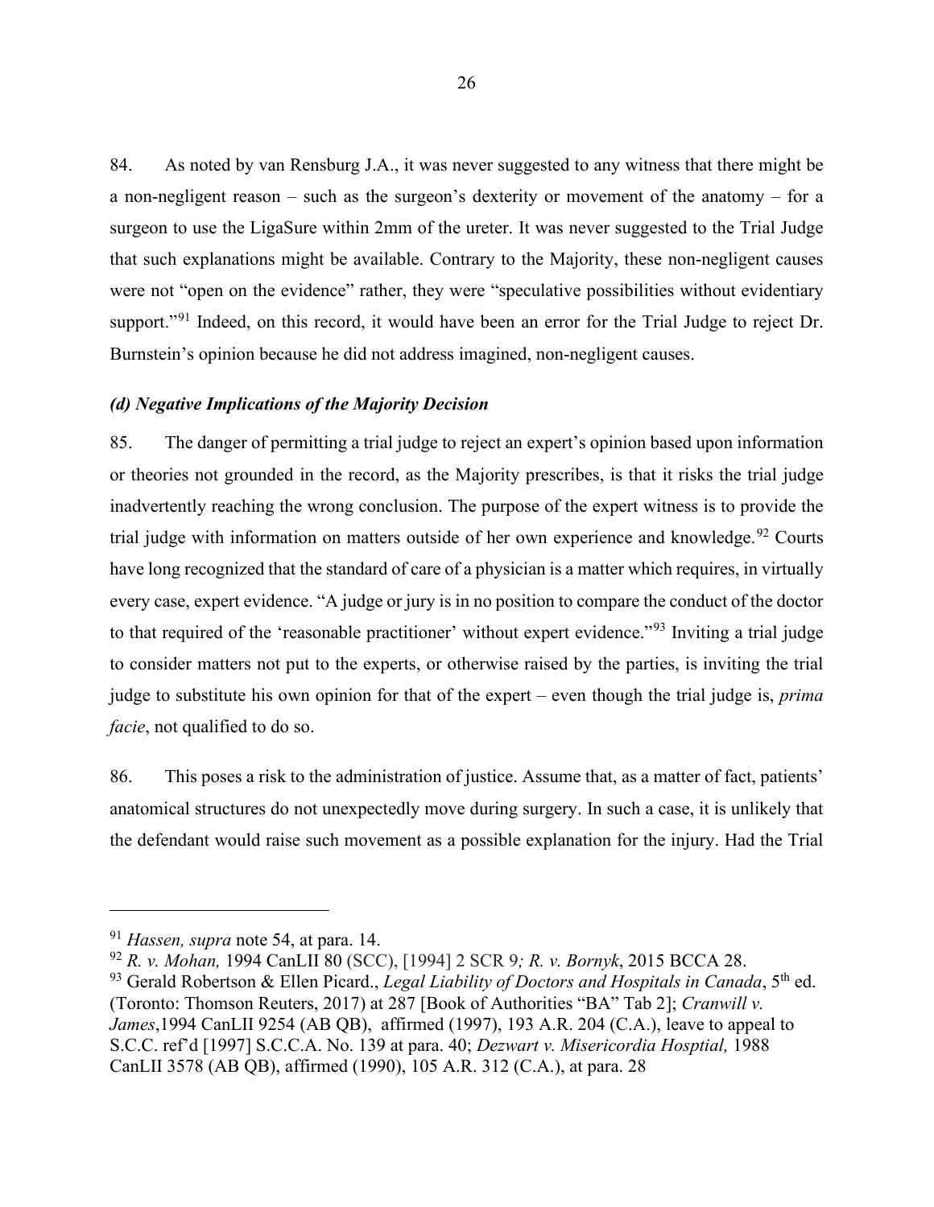84. As noted by van Rensburg J.A., it was never suggested to any witness that there might be a non-negligent reason – such as the surgeon's dexterity or movement of the anatomy – for a surgeon to use the LigaSure within 2mm of the ureter. It was never suggested to the Trial Judge that such explanations might be available. Contrary to the Majority, these non-negligent causes were not "open on the evidence" rather, they were "speculative possibilities without evidentiary support."[91] Indeed, on this record, it would have been an error for the Trial Judge to reject Dr. Burnstein's opinion because he did not address imagined, non-negligent causes.

### *(d) Negative Implications of the Majority Decision*

85. The danger of permitting a trial judge to reject an expert's opinion based upon information or theories not grounded in the record, as the Majority prescribes, is that it risks the trial judge inadvertently reaching the wrong conclusion. The purpose of the expert witness is to provide the trial judge with information on matters outside of her own experience and knowledge.[92] Courts have long recognized that the standard of care of a physician is a matter which requires, in virtually every case, expert evidence. "A judge or jury is in no position to compare the conduct of the doctor to that required of the 'reasonable practitioner' without expert evidence."[93] Inviting a trial judge to consider matters not put to the experts, or otherwise raised by the parties, is inviting the trial judge to substitute his own opinion for that of the expert – even though the trial judge is, *prima facie*, not qualified to do so.

86. This poses a risk to the administration of justice. Assume that, as a matter of fact, patients' anatomical structures do not unexpectedly move during surgery. In such a case, it is unlikely that the defendant would raise such movement as a possible explanation for the injury. Had the Trial

---

[91] *Hassen, supra* note 54, at para. 14.

[92] *R. v. Mohan,* 1994 CanLII 80 (SCC), [1994] 2 SCR 9*; R. v. Bornyk*, 2015 BCCA 28.

[93] Gerald Robertson & Ellen Picard., *Legal Liability of Doctors and Hospitals in Canada*, 5th ed. (Toronto: Thomson Reuters, 2017) at 287 [Book of Authorities "BA" Tab 2]; *Cranwill v. James*,1994 CanLII 9254 (AB QB), affirmed (1997), 193 A.R. 204 (C.A.), leave to appeal to S.C.C. ref'd [1997] S.C.C.A. No. 139 at para. 40; *Dezwart v. Misericordia Hosptial,* 1988 CanLII 3578 (AB QB), affirmed (1990), 105 A.R. 312 (C.A.), at para. 28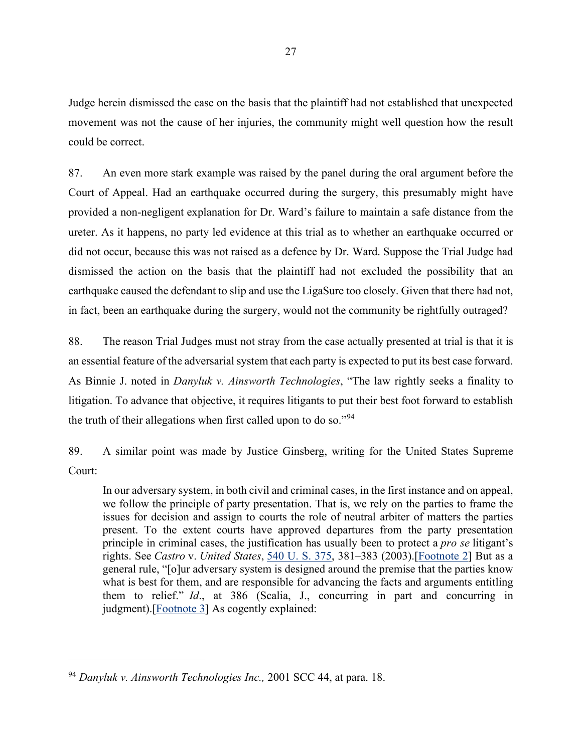Judge herein dismissed the case on the basis that the plaintiff had not established that unexpected movement was not the cause of her injuries, the community might well question how the result could be correct.

87. An even more stark example was raised by the panel during the oral argument before the Court of Appeal. Had an earthquake occurred during the surgery, this presumably might have provided a non-negligent explanation for Dr. Ward's failure to maintain a safe distance from the ureter. As it happens, no party led evidence at this trial as to whether an earthquake occurred or did not occur, because this was not raised as a defence by Dr. Ward. Suppose the Trial Judge had dismissed the action on the basis that the plaintiff had not excluded the possibility that an earthquake caused the defendant to slip and use the LigaSure too closely. Given that there had not, in fact, been an earthquake during the surgery, would not the community be rightfully outraged?

88. The reason Trial Judges must not stray from the case actually presented at trial is that it is an essential feature of the adversarial system that each party is expected to put its best case forward. As Binnie J. noted in *Danyluk v. Ainsworth Technologies*, "The law rightly seeks a finality to litigation. To advance that objective, it requires litigants to put their best foot forward to establish the truth of their allegations when first called upon to do so."[94]

89. A similar point was made by Justice Ginsberg, writing for the United States Supreme Court:

> In our adversary system, in both civil and criminal cases, in the first instance and on appeal, we follow the principle of party presentation. That is, we rely on the parties to frame the issues for decision and assign to courts the role of neutral arbiter of matters the parties present. To the extent courts have approved departures from the party presentation principle in criminal cases, the justification has usually been to protect a *pro se* litigant's rights. See *Castro* v. *United States*, 540 U. S. 375, 381–383 (2003).[Footnote 2] But as a general rule, "[o]ur adversary system is designed around the premise that the parties know what is best for them, and are responsible for advancing the facts and arguments entitling them to relief." *Id*., at 386 (Scalia, J., concurring in part and concurring in judgment).[Footnote 3] As cogently explained:

[94] *Danyluk v. Ainsworth Technologies Inc.,* 2001 SCC 44, at para. 18.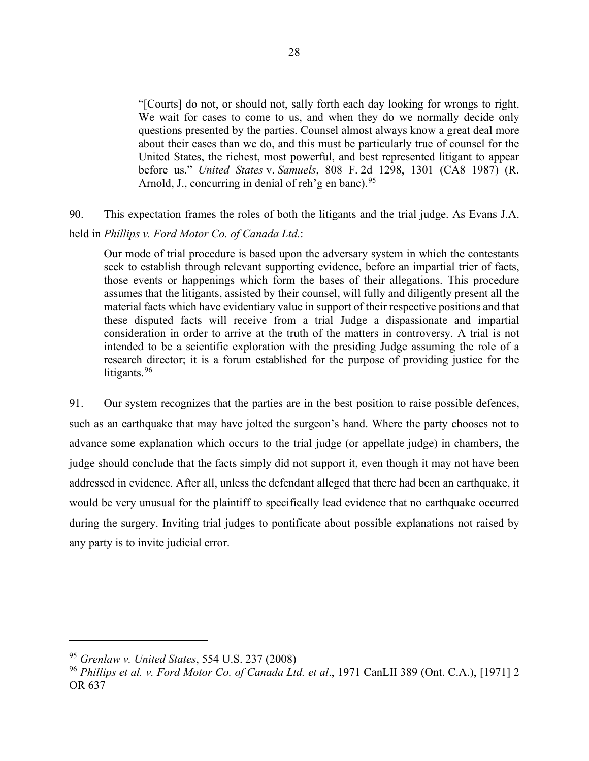> "[Courts] do not, or should not, sally forth each day looking for wrongs to right. We wait for cases to come to us, and when they do we normally decide only questions presented by the parties. Counsel almost always know a great deal more about their cases than we do, and this must be particularly true of counsel for the United States, the richest, most powerful, and best represented litigant to appear before us." *United States* v. *Samuels*, 808 F. 2d 1298, 1301 (CA8 1987) (R. Arnold, J., concurring in denial of reh'g en banc).[95]

90. This expectation frames the roles of both the litigants and the trial judge. As Evans J.A. held in *Phillips v. Ford Motor Co. of Canada Ltd.*:

> Our mode of trial procedure is based upon the adversary system in which the contestants seek to establish through relevant supporting evidence, before an impartial trier of facts, those events or happenings which form the bases of their allegations. This procedure assumes that the litigants, assisted by their counsel, will fully and diligently present all the material facts which have evidentiary value in support of their respective positions and that these disputed facts will receive from a trial Judge a dispassionate and impartial consideration in order to arrive at the truth of the matters in controversy. A trial is not intended to be a scientific exploration with the presiding Judge assuming the role of a research director; it is a forum established for the purpose of providing justice for the litigants.[96]

91. Our system recognizes that the parties are in the best position to raise possible defences, such as an earthquake that may have jolted the surgeon's hand. Where the party chooses not to advance some explanation which occurs to the trial judge (or appellate judge) in chambers, the judge should conclude that the facts simply did not support it, even though it may not have been addressed in evidence. After all, unless the defendant alleged that there had been an earthquake, it would be very unusual for the plaintiff to specifically lead evidence that no earthquake occurred during the surgery. Inviting trial judges to pontificate about possible explanations not raised by any party is to invite judicial error.

---

[95] *Grenlaw v. United States*, 554 U.S. 237 (2008)

[96] *Phillips et al. v. Ford Motor Co. of Canada Ltd. et al*., 1971 CanLII 389 (Ont. C.A.), [1971] 2 OR 637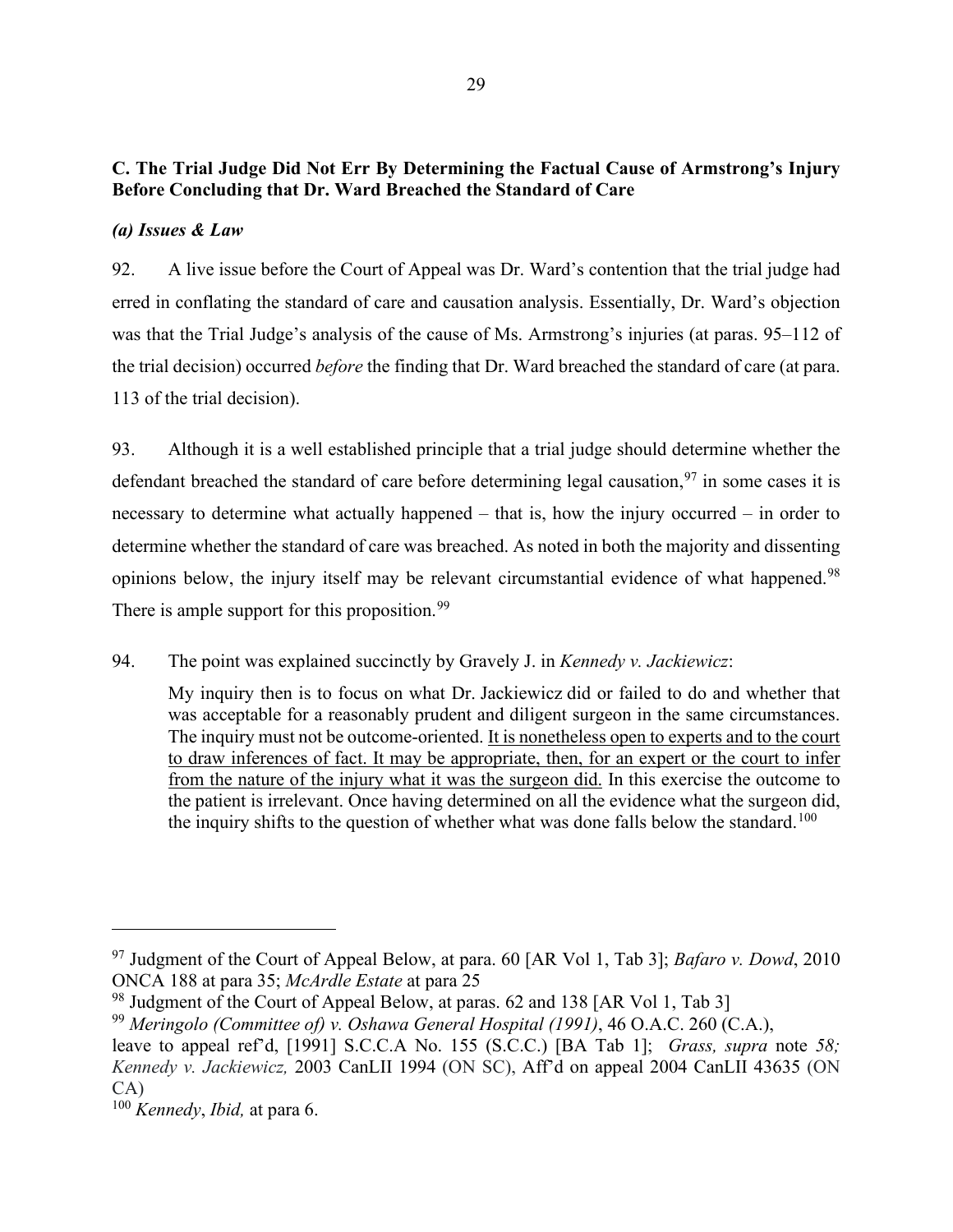**C. The Trial Judge Did Not Err By Determining the Factual Cause of Armstrong's Injury Before Concluding that Dr. Ward Breached the Standard of Care**

***(a) Issues & Law***

92. A live issue before the Court of Appeal was Dr. Ward's contention that the trial judge had erred in conflating the standard of care and causation analysis. Essentially, Dr. Ward's objection was that the Trial Judge's analysis of the cause of Ms. Armstrong's injuries (at paras. 95–112 of the trial decision) occurred *before* the finding that Dr. Ward breached the standard of care (at para. 113 of the trial decision).

93. Although it is a well established principle that a trial judge should determine whether the defendant breached the standard of care before determining legal causation,[97] in some cases it is necessary to determine what actually happened – that is, how the injury occurred – in order to determine whether the standard of care was breached. As noted in both the majority and dissenting opinions below, the injury itself may be relevant circumstantial evidence of what happened.[98] There is ample support for this proposition.[99]

94. The point was explained succinctly by Gravely J. in *Kennedy v. Jackiewicz*:

> My inquiry then is to focus on what Dr. Jackiewicz did or failed to do and whether that was acceptable for a reasonably prudent and diligent surgeon in the same circumstances. The inquiry must not be outcome-oriented. <u>It is nonetheless open to experts and to the court to draw inferences of fact. It may be appropriate, then, for an expert or the court to infer from the nature of the injury what it was the surgeon did.</u> In this exercise the outcome to the patient is irrelevant. Once having determined on all the evidence what the surgeon did, the inquiry shifts to the question of whether what was done falls below the standard.[100]

---

[97] Judgment of the Court of Appeal Below, at para. 60 [AR Vol 1, Tab 3]; *Bafaro v. Dowd*, 2010 ONCA 188 at para 35; *McArdle Estate* at para 25

[98] Judgment of the Court of Appeal Below, at paras. 62 and 138 [AR Vol 1, Tab 3]

[99] *Meringolo (Committee of) v. Oshawa General Hospital (1991)*, 46 O.A.C. 260 (C.A.), leave to appeal ref'd, [1991] S.C.C.A No. 155 (S.C.C.) [BA Tab 1]; *Grass, supra* note *58; Kennedy v. Jackiewicz,* 2003 CanLII 1994 (ON SC), Aff'd on appeal 2004 CanLII 43635 (ON CA)

[100] *Kennedy*, *Ibid,* at para 6.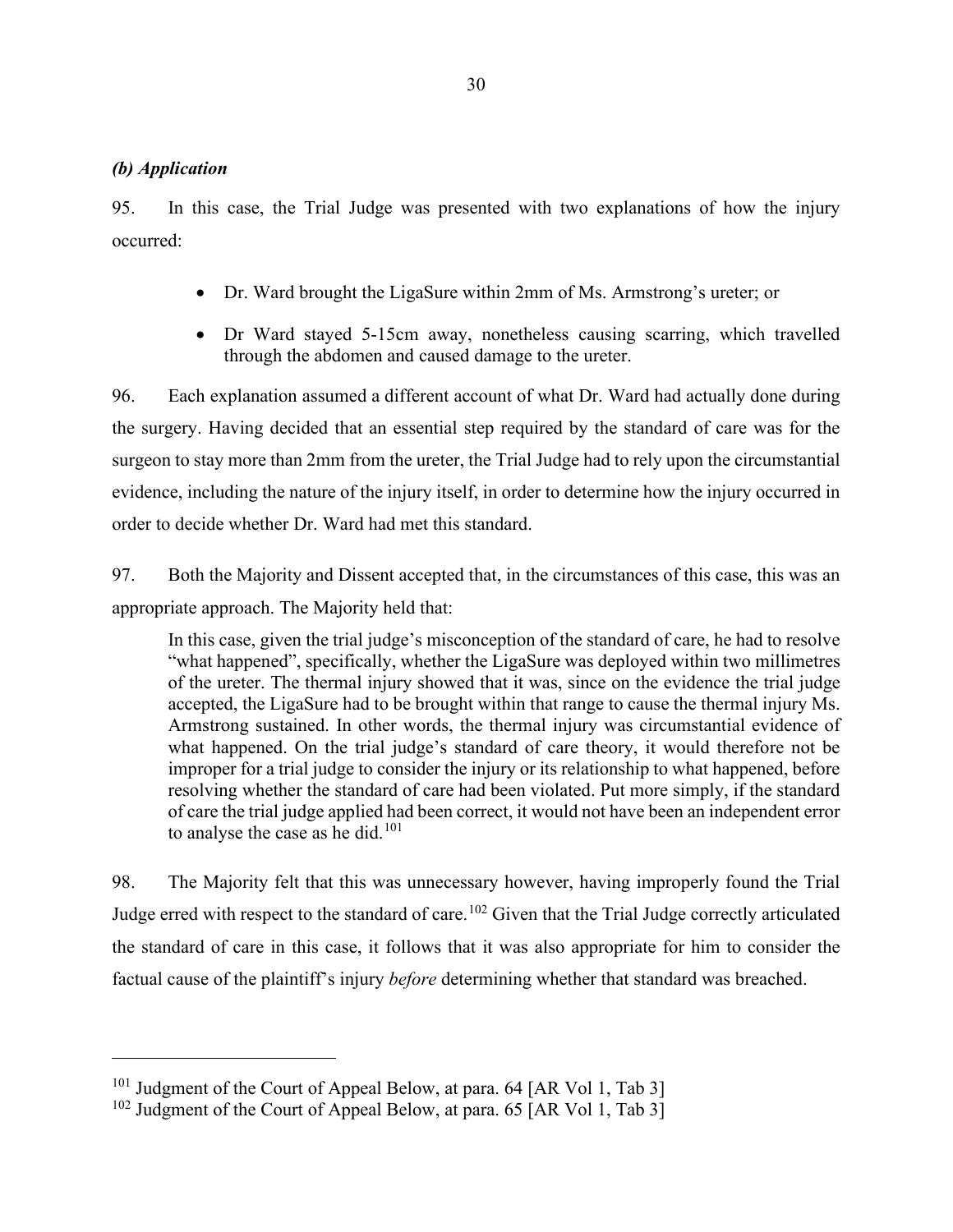### *(b) Application*

95. In this case, the Trial Judge was presented with two explanations of how the injury occurred:

- Dr. Ward brought the LigaSure within 2mm of Ms. Armstrong's ureter; or
- Dr Ward stayed 5-15cm away, nonetheless causing scarring, which travelled through the abdomen and caused damage to the ureter.

96. Each explanation assumed a different account of what Dr. Ward had actually done during the surgery. Having decided that an essential step required by the standard of care was for the surgeon to stay more than 2mm from the ureter, the Trial Judge had to rely upon the circumstantial evidence, including the nature of the injury itself, in order to determine how the injury occurred in order to decide whether Dr. Ward had met this standard.

97. Both the Majority and Dissent accepted that, in the circumstances of this case, this was an appropriate approach. The Majority held that:

> In this case, given the trial judge's misconception of the standard of care, he had to resolve "what happened", specifically, whether the LigaSure was deployed within two millimetres of the ureter. The thermal injury showed that it was, since on the evidence the trial judge accepted, the LigaSure had to be brought within that range to cause the thermal injury Ms. Armstrong sustained. In other words, the thermal injury was circumstantial evidence of what happened. On the trial judge's standard of care theory, it would therefore not be improper for a trial judge to consider the injury or its relationship to what happened, before resolving whether the standard of care had been violated. Put more simply, if the standard of care the trial judge applied had been correct, it would not have been an independent error to analyse the case as he did.[101]

98. The Majority felt that this was unnecessary however, having improperly found the Trial Judge erred with respect to the standard of care.[102] Given that the Trial Judge correctly articulated the standard of care in this case, it follows that it was also appropriate for him to consider the factual cause of the plaintiff's injury *before* determining whether that standard was breached.

---

[101] Judgment of the Court of Appeal Below, at para. 64 [AR Vol 1, Tab 3]

[102] Judgment of the Court of Appeal Below, at para. 65 [AR Vol 1, Tab 3]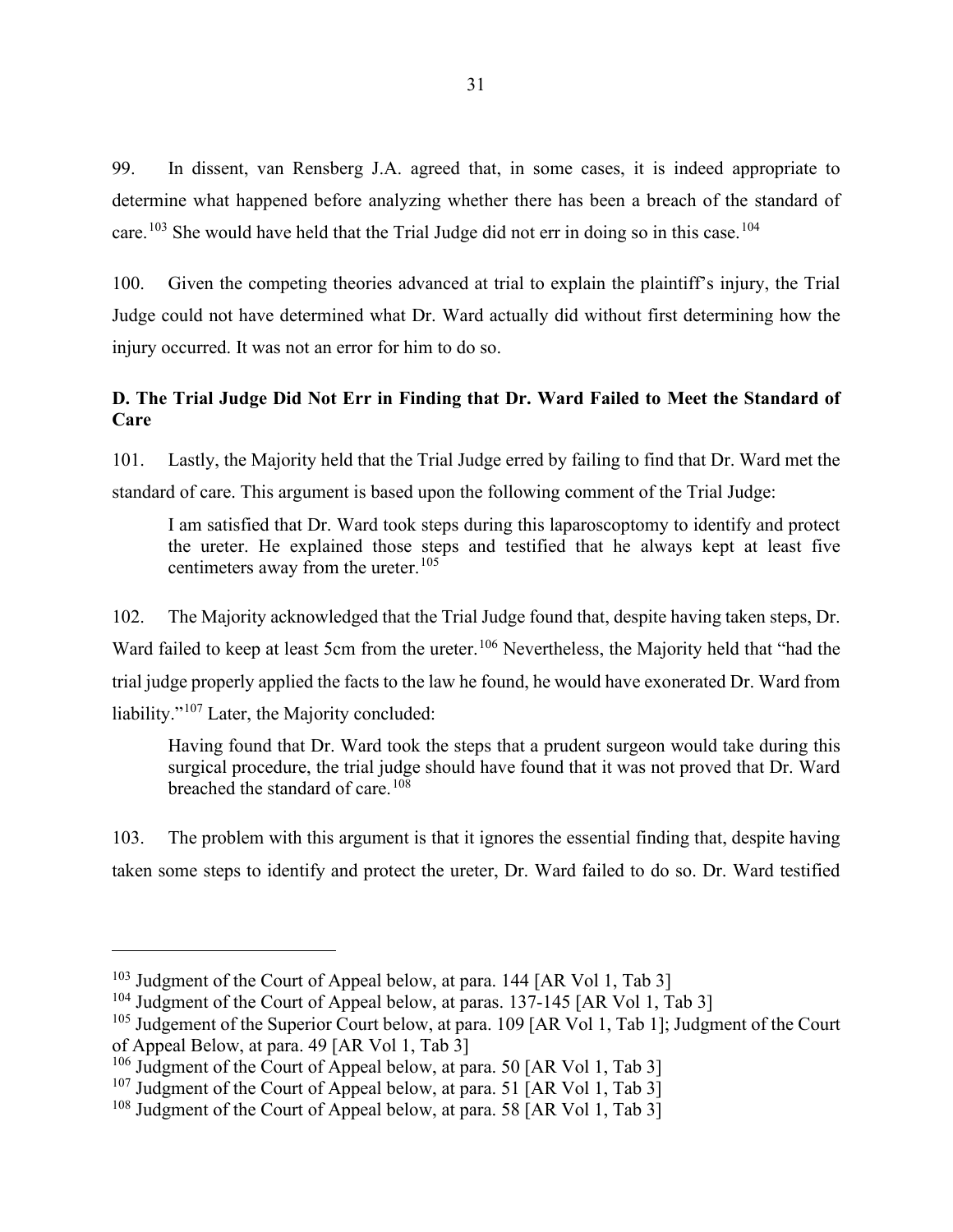99. In dissent, van Rensberg J.A. agreed that, in some cases, it is indeed appropriate to determine what happened before analyzing whether there has been a breach of the standard of care.[103] She would have held that the Trial Judge did not err in doing so in this case.[104]

100. Given the competing theories advanced at trial to explain the plaintiff's injury, the Trial Judge could not have determined what Dr. Ward actually did without first determining how the injury occurred. It was not an error for him to do so.

**D. The Trial Judge Did Not Err in Finding that Dr. Ward Failed to Meet the Standard of Care**

101. Lastly, the Majority held that the Trial Judge erred by failing to find that Dr. Ward met the standard of care. This argument is based upon the following comment of the Trial Judge:

> I am satisfied that Dr. Ward took steps during this laparoscoptomy to identify and protect the ureter. He explained those steps and testified that he always kept at least five centimeters away from the ureter.[105]

102. The Majority acknowledged that the Trial Judge found that, despite having taken steps, Dr. Ward failed to keep at least 5cm from the ureter.[106] Nevertheless, the Majority held that "had the trial judge properly applied the facts to the law he found, he would have exonerated Dr. Ward from liability."[107] Later, the Majority concluded:

> Having found that Dr. Ward took the steps that a prudent surgeon would take during this surgical procedure, the trial judge should have found that it was not proved that Dr. Ward breached the standard of care.[108]

103. The problem with this argument is that it ignores the essential finding that, despite having taken some steps to identify and protect the ureter, Dr. Ward failed to do so. Dr. Ward testified

---

[103] Judgment of the Court of Appeal below, at para. 144 [AR Vol 1, Tab 3]

[104] Judgment of the Court of Appeal below, at paras. 137-145 [AR Vol 1, Tab 3]

[105] Judgement of the Superior Court below, at para. 109 [AR Vol 1, Tab 1]; Judgment of the Court of Appeal Below, at para. 49 [AR Vol 1, Tab 3]

[106] Judgment of the Court of Appeal below, at para. 50 [AR Vol 1, Tab 3]

[107] Judgment of the Court of Appeal below, at para. 51 [AR Vol 1, Tab 3]

[108] Judgment of the Court of Appeal below, at para. 58 [AR Vol 1, Tab 3]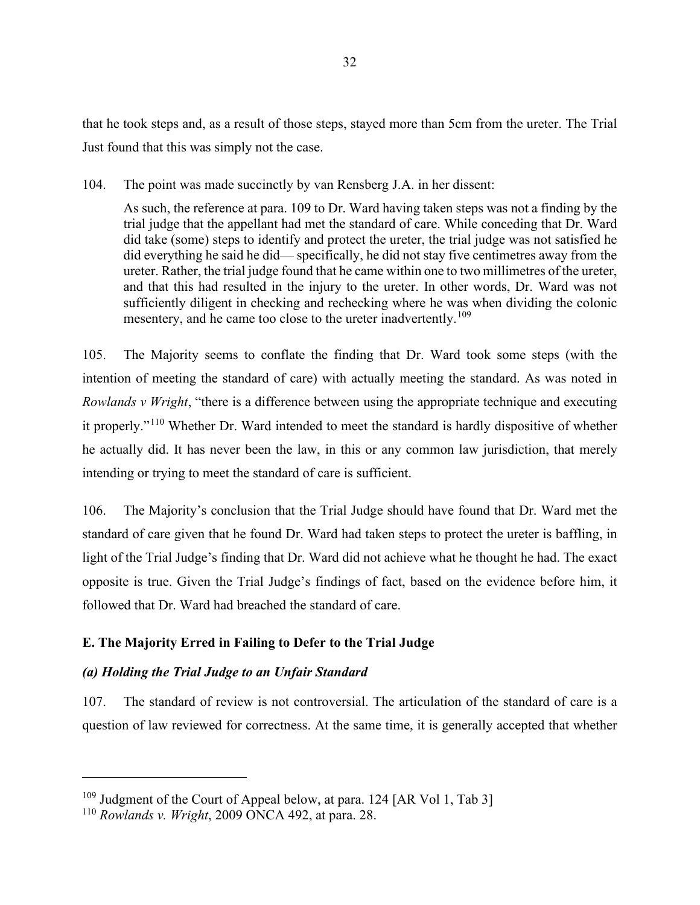that he took steps and, as a result of those steps, stayed more than 5cm from the ureter. The Trial Just found that this was simply not the case.

104. The point was made succinctly by van Rensberg J.A. in her dissent:

> As such, the reference at para. 109 to Dr. Ward having taken steps was not a finding by the trial judge that the appellant had met the standard of care. While conceding that Dr. Ward did take (some) steps to identify and protect the ureter, the trial judge was not satisfied he did everything he said he did— specifically, he did not stay five centimetres away from the ureter. Rather, the trial judge found that he came within one to two millimetres of the ureter, and that this had resulted in the injury to the ureter. In other words, Dr. Ward was not sufficiently diligent in checking and rechecking where he was when dividing the colonic mesentery, and he came too close to the ureter inadvertently.[109]

105. The Majority seems to conflate the finding that Dr. Ward took some steps (with the intention of meeting the standard of care) with actually meeting the standard. As was noted in *Rowlands v Wright*, "there is a difference between using the appropriate technique and executing it properly."[110] Whether Dr. Ward intended to meet the standard is hardly dispositive of whether he actually did. It has never been the law, in this or any common law jurisdiction, that merely intending or trying to meet the standard of care is sufficient.

106. The Majority's conclusion that the Trial Judge should have found that Dr. Ward met the standard of care given that he found Dr. Ward had taken steps to protect the ureter is baffling, in light of the Trial Judge's finding that Dr. Ward did not achieve what he thought he had. The exact opposite is true. Given the Trial Judge's findings of fact, based on the evidence before him, it followed that Dr. Ward had breached the standard of care.

### E. The Majority Erred in Failing to Defer to the Trial Judge

#### *(a) Holding the Trial Judge to an Unfair Standard*

107. The standard of review is not controversial. The articulation of the standard of care is a question of law reviewed for correctness. At the same time, it is generally accepted that whether

---

[109] Judgment of the Court of Appeal below, at para. 124 [AR Vol 1, Tab 3]

[110] *Rowlands v. Wright*, 2009 ONCA 492, at para. 28.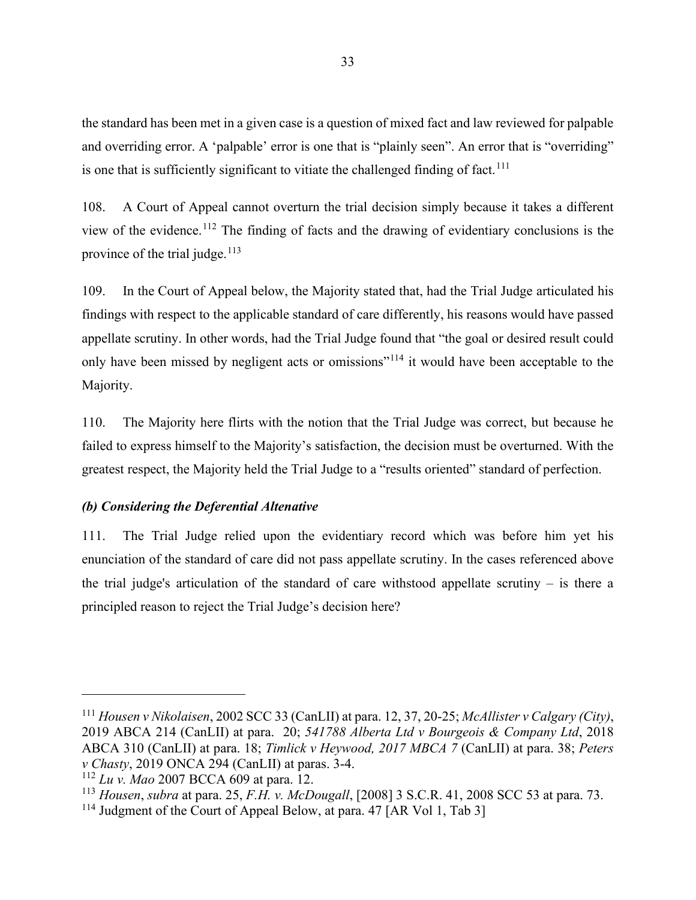the standard has been met in a given case is a question of mixed fact and law reviewed for palpable and overriding error. A 'palpable' error is one that is "plainly seen". An error that is "overriding" is one that is sufficiently significant to vitiate the challenged finding of fact.[111]

108. A Court of Appeal cannot overturn the trial decision simply because it takes a different view of the evidence.[112] The finding of facts and the drawing of evidentiary conclusions is the province of the trial judge.[113]

109. In the Court of Appeal below, the Majority stated that, had the Trial Judge articulated his findings with respect to the applicable standard of care differently, his reasons would have passed appellate scrutiny. In other words, had the Trial Judge found that "the goal or desired result could only have been missed by negligent acts or omissions"[114] it would have been acceptable to the Majority.

110. The Majority here flirts with the notion that the Trial Judge was correct, but because he failed to express himself to the Majority's satisfaction, the decision must be overturned. With the greatest respect, the Majority held the Trial Judge to a "results oriented" standard of perfection.

### *(b) Considering the Deferential Altenative*

111. The Trial Judge relied upon the evidentiary record which was before him yet his enunciation of the standard of care did not pass appellate scrutiny. In the cases referenced above the trial judge's articulation of the standard of care withstood appellate scrutiny – is there a principled reason to reject the Trial Judge's decision here?

---

[111] *Housen v Nikolaisen*, 2002 SCC 33 (CanLII) at para. 12, 37, 20-25; *McAllister v Calgary (City)*, 2019 ABCA 214 (CanLII) at para. 20; *541788 Alberta Ltd v Bourgeois & Company Ltd*, 2018 ABCA 310 (CanLII) at para. 18; *Timlick v Heywood, 2017 MBCA 7* (CanLII) at para. 38; *Peters v Chasty*, 2019 ONCA 294 (CanLII) at paras. 3-4.

[112] *Lu v. Mao* 2007 BCCA 609 at para. 12.

[113] *Housen*, *subra* at para. 25, *F.H. v. McDougall*, [2008] 3 S.C.R. 41, 2008 SCC 53 at para. 73.

[114] Judgment of the Court of Appeal Below, at para. 47 [AR Vol 1, Tab 3]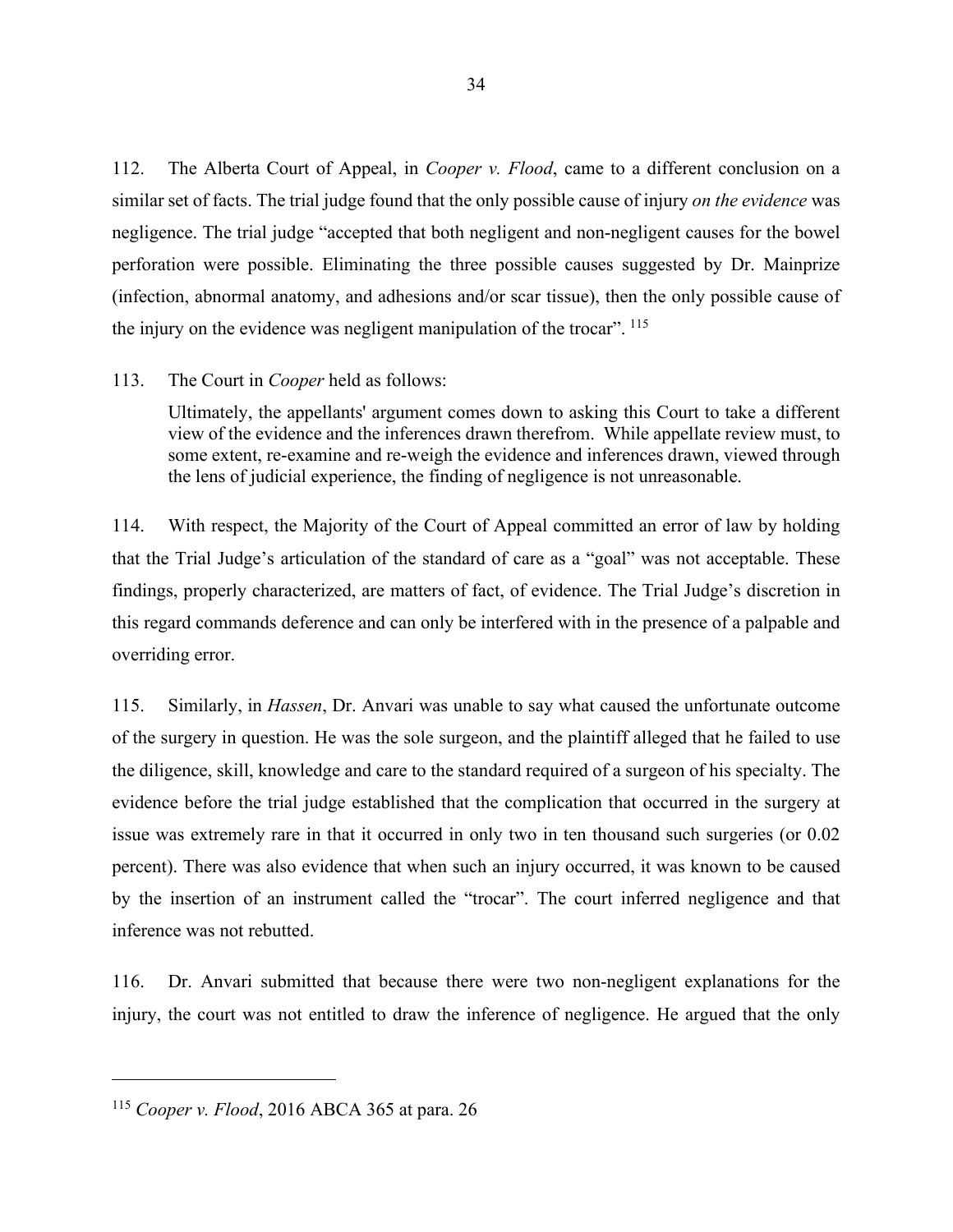112. The Alberta Court of Appeal, in *Cooper v. Flood*, came to a different conclusion on a similar set of facts. The trial judge found that the only possible cause of injury *on the evidence* was negligence. The trial judge "accepted that both negligent and non-negligent causes for the bowel perforation were possible. Eliminating the three possible causes suggested by Dr. Mainprize (infection, abnormal anatomy, and adhesions and/or scar tissue), then the only possible cause of the injury on the evidence was negligent manipulation of the trocar". [115]

113. The Court in *Cooper* held as follows:

> Ultimately, the appellants' argument comes down to asking this Court to take a different view of the evidence and the inferences drawn therefrom. While appellate review must, to some extent, re-examine and re-weigh the evidence and inferences drawn, viewed through the lens of judicial experience, the finding of negligence is not unreasonable.

114. With respect, the Majority of the Court of Appeal committed an error of law by holding that the Trial Judge's articulation of the standard of care as a "goal" was not acceptable. These findings, properly characterized, are matters of fact, of evidence. The Trial Judge's discretion in this regard commands deference and can only be interfered with in the presence of a palpable and overriding error.

115. Similarly, in *Hassen*, Dr. Anvari was unable to say what caused the unfortunate outcome of the surgery in question. He was the sole surgeon, and the plaintiff alleged that he failed to use the diligence, skill, knowledge and care to the standard required of a surgeon of his specialty. The evidence before the trial judge established that the complication that occurred in the surgery at issue was extremely rare in that it occurred in only two in ten thousand such surgeries (or 0.02 percent). There was also evidence that when such an injury occurred, it was known to be caused by the insertion of an instrument called the "trocar". The court inferred negligence and that inference was not rebutted.

116. Dr. Anvari submitted that because there were two non-negligent explanations for the injury, the court was not entitled to draw the inference of negligence. He argued that the only

---

[115] *Cooper v. Flood*, 2016 ABCA 365 at para. 26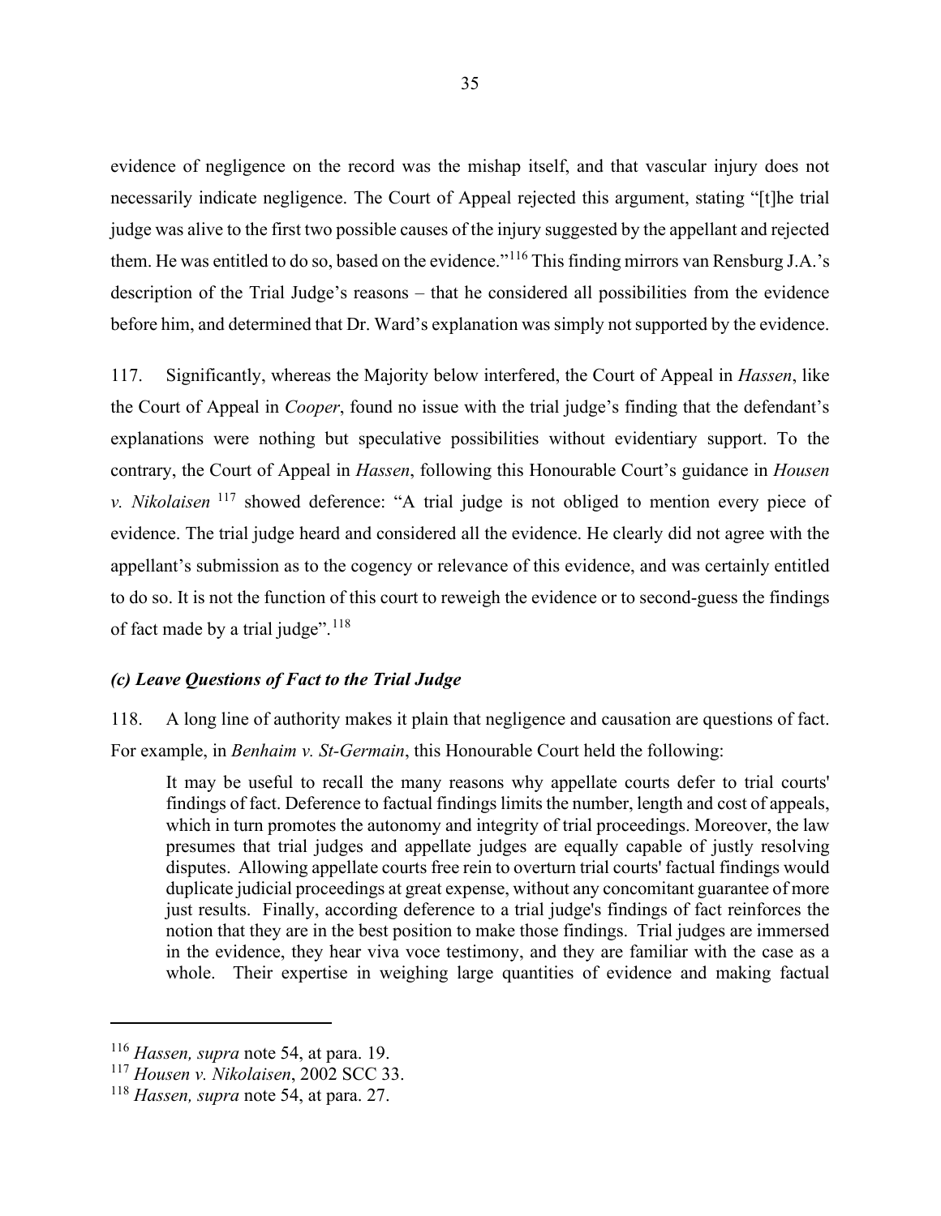evidence of negligence on the record was the mishap itself, and that vascular injury does not necessarily indicate negligence. The Court of Appeal rejected this argument, stating "[t]he trial judge was alive to the first two possible causes of the injury suggested by the appellant and rejected them. He was entitled to do so, based on the evidence."[116] This finding mirrors van Rensburg J.A.'s description of the Trial Judge's reasons – that he considered all possibilities from the evidence before him, and determined that Dr. Ward's explanation was simply not supported by the evidence.

117. Significantly, whereas the Majority below interfered, the Court of Appeal in *Hassen*, like the Court of Appeal in *Cooper*, found no issue with the trial judge's finding that the defendant's explanations were nothing but speculative possibilities without evidentiary support. To the contrary, the Court of Appeal in *Hassen*, following this Honourable Court's guidance in *Housen v. Nikolaisen*[117] showed deference: "A trial judge is not obliged to mention every piece of evidence. The trial judge heard and considered all the evidence. He clearly did not agree with the appellant's submission as to the cogency or relevance of this evidence, and was certainly entitled to do so. It is not the function of this court to reweigh the evidence or to second-guess the findings of fact made by a trial judge".[118]

### *(c) Leave Questions of Fact to the Trial Judge*

118. A long line of authority makes it plain that negligence and causation are questions of fact. For example, in *Benhaim v. St-Germain*, this Honourable Court held the following:

> It may be useful to recall the many reasons why appellate courts defer to trial courts' findings of fact. Deference to factual findings limits the number, length and cost of appeals, which in turn promotes the autonomy and integrity of trial proceedings. Moreover, the law presumes that trial judges and appellate judges are equally capable of justly resolving disputes. Allowing appellate courts free rein to overturn trial courts' factual findings would duplicate judicial proceedings at great expense, without any concomitant guarantee of more just results. Finally, according deference to a trial judge's findings of fact reinforces the notion that they are in the best position to make those findings. Trial judges are immersed in the evidence, they hear viva voce testimony, and they are familiar with the case as a whole. Their expertise in weighing large quantities of evidence and making factual

---

[116] *Hassen, supra* note 54, at para. 19.

[117] *Housen v. Nikolaisen*, 2002 SCC 33.

[118] *Hassen, supra* note 54, at para. 27.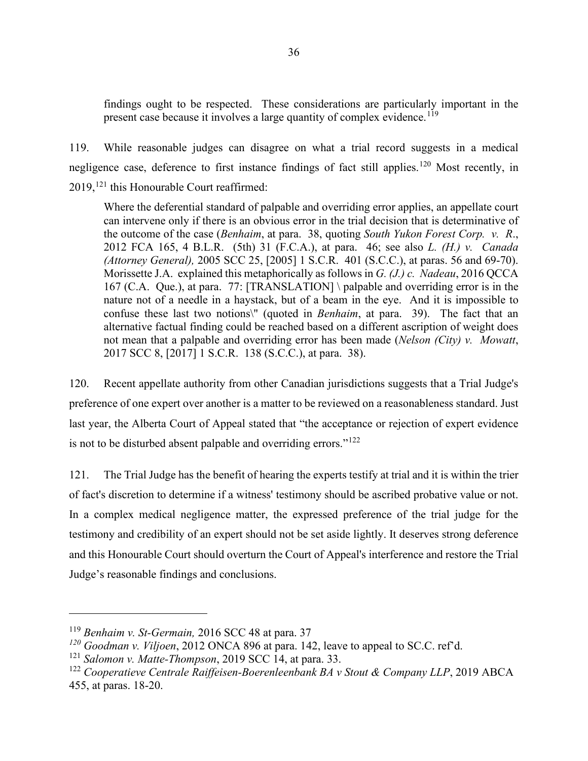findings ought to be respected. These considerations are particularly important in the present case because it involves a large quantity of complex evidence.[119]

119. While reasonable judges can disagree on what a trial record suggests in a medical negligence case, deference to first instance findings of fact still applies.[120] Most recently, in 2019,[121] this Honourable Court reaffirmed:

> Where the deferential standard of palpable and overriding error applies, an appellate court can intervene only if there is an obvious error in the trial decision that is determinative of the outcome of the case (*Benhaim*, at para. 38, quoting *South Yukon Forest Corp. v. R*., 2012 FCA 165, 4 B.L.R. (5th) 31 (F.C.A.), at para. 46; see also *L. (H.) v. Canada (Attorney General),* 2005 SCC 25, [2005] 1 S.C.R. 401 (S.C.C.), at paras. 56 and 69-70). Morissette J.A. explained this metaphorically as follows in *G. (J.) c. Nadeau*, 2016 QCCA 167 (C.A. Que.), at para. 77: [TRANSLATION] \ palpable and overriding error is in the nature not of a needle in a haystack, but of a beam in the eye. And it is impossible to confuse these last two notions\" (quoted in *Benhaim*, at para. 39). The fact that an alternative factual finding could be reached based on a different ascription of weight does not mean that a palpable and overriding error has been made (*Nelson (City) v. Mowatt*, 2017 SCC 8, [2017] 1 S.C.R. 138 (S.C.C.), at para. 38).

120. Recent appellate authority from other Canadian jurisdictions suggests that a Trial Judge's preference of one expert over another is a matter to be reviewed on a reasonableness standard. Just last year, the Alberta Court of Appeal stated that "the acceptance or rejection of expert evidence is not to be disturbed absent palpable and overriding errors."[122]

121. The Trial Judge has the benefit of hearing the experts testify at trial and it is within the trier of fact's discretion to determine if a witness' testimony should be ascribed probative value or not. In a complex medical negligence matter, the expressed preference of the trial judge for the testimony and credibility of an expert should not be set aside lightly. It deserves strong deference and this Honourable Court should overturn the Court of Appeal's interference and restore the Trial Judge's reasonable findings and conclusions.

---

[119] *Benhaim v. St-Germain,* 2016 SCC 48 at para. 37

[120] *Goodman v. Viljoen*, 2012 ONCA 896 at para. 142, leave to appeal to SC.C. ref'd.

[121] *Salomon v. Matte-Thompson*, 2019 SCC 14, at para. 33.

[122] *Cooperatieve Centrale Raiffeisen-Boerenleenbank BA v Stout & Company LLP*, 2019 ABCA 455, at paras. 18-20.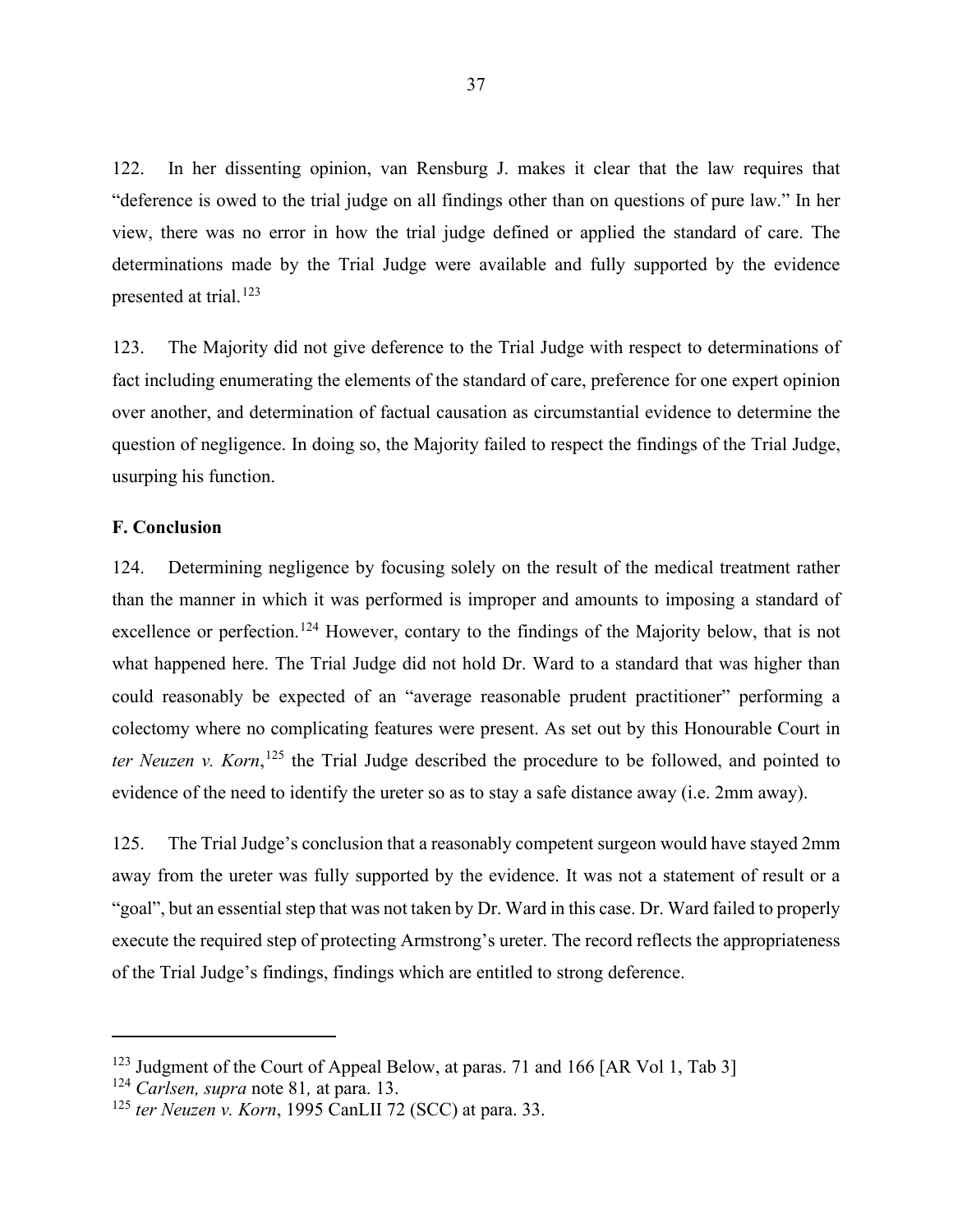122. In her dissenting opinion, van Rensburg J. makes it clear that the law requires that "deference is owed to the trial judge on all findings other than on questions of pure law." In her view, there was no error in how the trial judge defined or applied the standard of care. The determinations made by the Trial Judge were available and fully supported by the evidence presented at trial.[123]

123. The Majority did not give deference to the Trial Judge with respect to determinations of fact including enumerating the elements of the standard of care, preference for one expert opinion over another, and determination of factual causation as circumstantial evidence to determine the question of negligence. In doing so, the Majority failed to respect the findings of the Trial Judge, usurping his function.

**F. Conclusion**

124. Determining negligence by focusing solely on the result of the medical treatment rather than the manner in which it was performed is improper and amounts to imposing a standard of excellence or perfection.[124] However, contary to the findings of the Majority below, that is not what happened here. The Trial Judge did not hold Dr. Ward to a standard that was higher than could reasonably be expected of an "average reasonable prudent practitioner" performing a colectomy where no complicating features were present. As set out by this Honourable Court in *ter Neuzen v. Korn*,[125] the Trial Judge described the procedure to be followed, and pointed to evidence of the need to identify the ureter so as to stay a safe distance away (i.e. 2mm away).

125. The Trial Judge's conclusion that a reasonably competent surgeon would have stayed 2mm away from the ureter was fully supported by the evidence. It was not a statement of result or a "goal", but an essential step that was not taken by Dr. Ward in this case. Dr. Ward failed to properly execute the required step of protecting Armstrong's ureter. The record reflects the appropriateness of the Trial Judge's findings, findings which are entitled to strong deference.

---

[123] Judgment of the Court of Appeal Below, at paras. 71 and 166 [AR Vol 1, Tab 3]

[124] *Carlsen, supra* note 81*,* at para. 13.

[125] *ter Neuzen v. Korn*, 1995 CanLII 72 (SCC) at para. 33.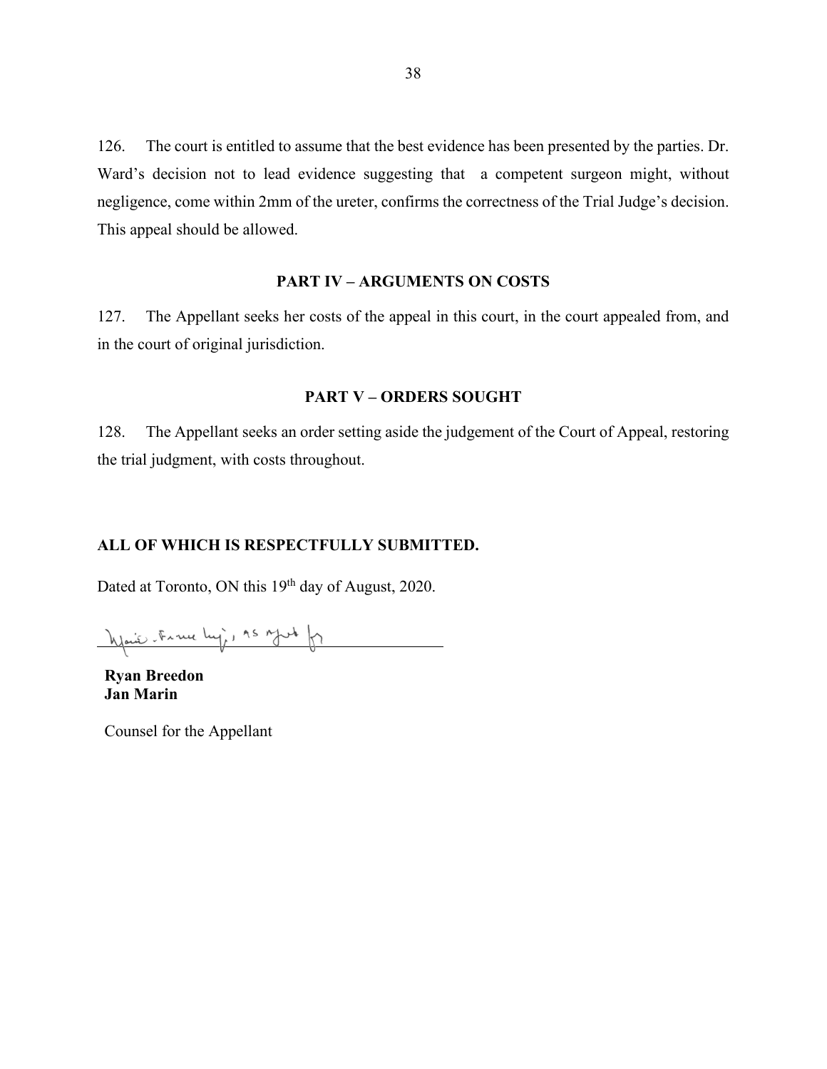126. The court is entitled to assume that the best evidence has been presented by the parties. Dr. Ward's decision not to lead evidence suggesting that a competent surgeon might, without negligence, come within 2mm of the ureter, confirms the correctness of the Trial Judge's decision. This appeal should be allowed.

## PART IV – ARGUMENTS ON COSTS

127. The Appellant seeks her costs of the appeal in this court, in the court appealed from, and in the court of original jurisdiction.

## PART V – ORDERS SOUGHT

128. The Appellant seeks an order setting aside the judgement of the Court of Appeal, restoring the trial judgment, with costs throughout.

**ALL OF WHICH IS RESPECTFULLY SUBMITTED.**

Dated at Toronto, ON this 19th day of August, 2020.

**Ryan Breedon**
**Jan Marin**

Counsel for the Appellant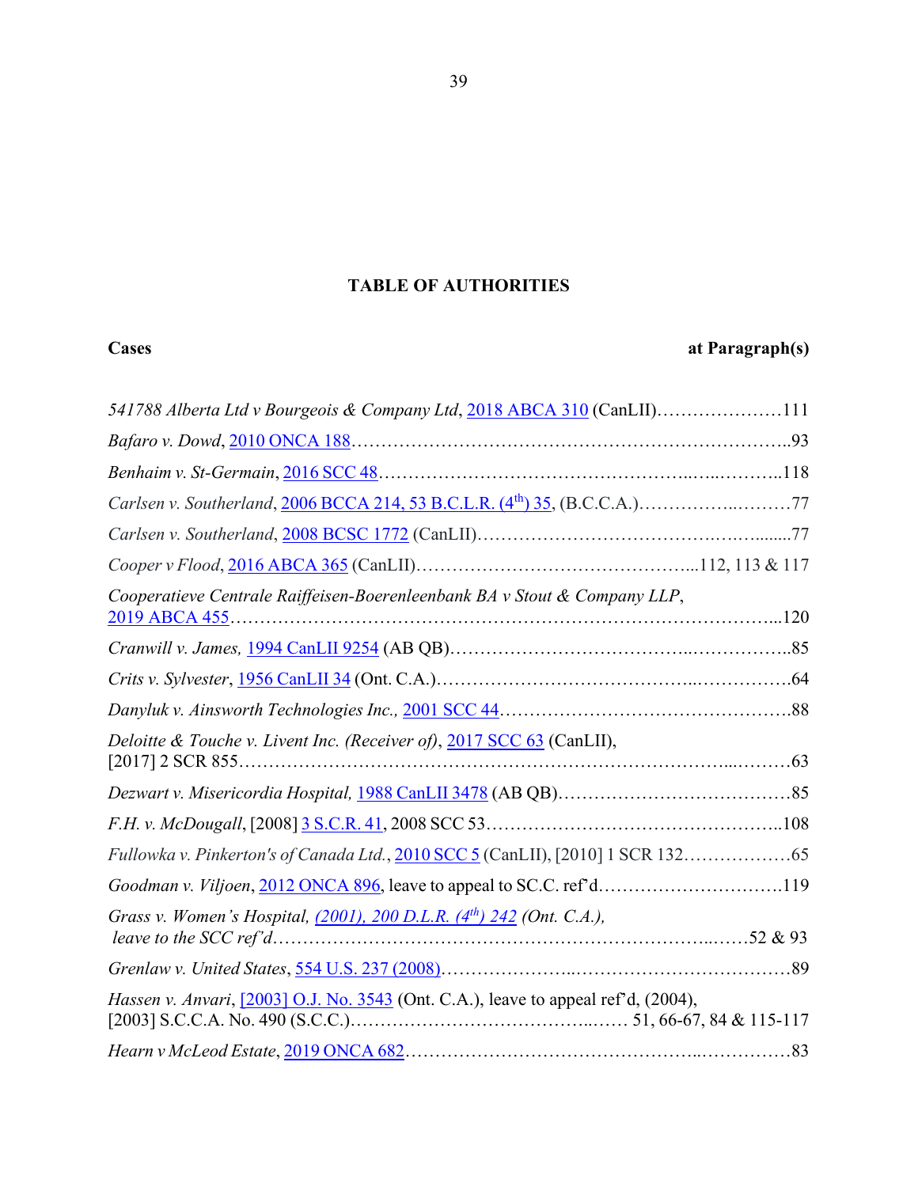## TABLE OF AUTHORITIES

**Cases** **at Paragraph(s)**

*541788 Alberta Ltd v Bourgeois & Company Ltd*, 2018 ABCA 310 (CanLII)…………………111

*Bafaro v. Dowd*, 2010 ONCA 188……………………………………………………………..93

*Benhaim v. St-Germain*, 2016 SCC 48…………………………………………..…...………..118

*Carlsen v. Southerland*, 2006 BCCA 214, 53 B.C.L.R. (4th) 35, (B.C.C.A.)……………..………77

*Carlsen v. Southerland*, 2008 BCSC 1772 (CanLII)……………………………….….…........77

*Cooper v Flood*, 2016 ABCA 365 (CanLII)……………………………………...112, 113 & 117

*Cooperatieve Centrale Raiffeisen-Boerenleenbank BA v Stout & Company LLP*, 2019 ABCA 455……………………………………………………………………….……...120

*Cranwill v. James,* 1994 CanLII 9254 (AB QB)………………………………..……………..85

*Crits v. Sylvester*, 1956 CanLII 34 (Ont. C.A.)…………………………………...…………….64

*Danyluk v. Ainsworth Technologies Inc.,* 2001 SCC 44…………………………………………88

*Deloitte & Touche v. Livent Inc. (Receiver of)*, 2017 SCC 63 (CanLII), [2017] 2 SCR 855……………………………………………………………………...………63

*Dezwart v. Misericordia Hospital,* 1988 CanLII 3478 (AB QB)…………………………………85

*F.H. v. McDougall*, [2008] 3 S.C.R. 41, 2008 SCC 53………………………………………...108

*Fullowka v. Pinkerton's of Canada Ltd.*, 2010 SCC 5 (CanLII), [2010] 1 SCR 132………………65

*Goodman v. Viljoen*, 2012 ONCA 896, leave to appeal to SC.C. ref'd………………………….119

*Grass v. Women's Hospital, (2001), 200 D.L.R. (4th) 242 (Ont. C.A.), leave to the SCC ref'd*……………………………………………………………..……52 & 93

*Grenlaw v. United States*, 554 U.S. 237 (2008)…………………..……………………………89

*Hassen v. Anvari*, [2003] O.J. No. 3543 (Ont. C.A.), leave to appeal ref'd, (2004), [2003] S.C.C.A. No. 490 (S.C.C.)………………………………..…… 51, 66-67, 84 & 115-117

*Hearn v McLeod Estate*, 2019 ONCA 682……………………………………..……………83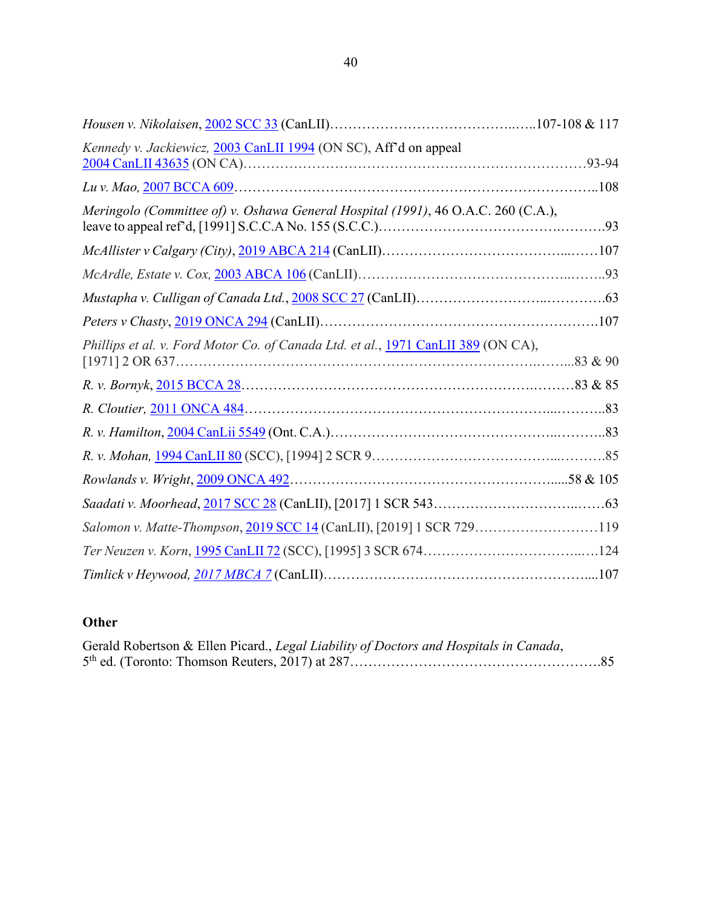*Housen v. Nikolaisen*, 2002 SCC 33 (CanLII)……………………………………..…..107-108 & 117

*Kennedy v. Jackiewicz,* 2003 CanLII 1994 (ON SC), Aff'd on appeal 2004 CanLII 43635 (ON CA)………………………………………………………………93-94

*Lu v. Mao,* 2007 BCCA 609…………………………………………………………………..108

*Meringolo (Committee of) v. Oshawa General Hospital (1991)*, 46 O.A.C. 260 (C.A.), leave to appeal ref'd, [1991] S.C.C.A No. 155 (S.C.C.)…………………………….……….93

*McAllister v Calgary (City)*, 2019 ABCA 214 (CanLII)……………………………...……107

*McArdle, Estate v. Cox,* 2003 ABCA 106 (CanLII)…………………………………..……..93

*Mustapha v. Culligan of Canada Ltd.*, 2008 SCC 27 (CanLII)……………………..…………63

*Peters v Chasty*, 2019 ONCA 294 (CanLII)…………………………………………………….107

*Phillips et al. v. Ford Motor Co. of Canada Ltd. et al.*, 1971 CanLII 389 (ON CA), [1971] 2 OR 637…………………………………………………………………….……...83 & 90

*R. v. Bornyk*, 2015 BCCA 28……………………………………………………….………83 & 85

*R. Cloutier,* 2011 ONCA 484…………………………………………………………...……….83

*R. v. Hamilton*, 2004 CanLii 5549 (Ont. C.A.)……………………………………...………..83

*R. v. Mohan,* 1994 CanLII 80 (SCC), [1994] 2 SCR 9………………………………...……….85

*Rowlands v. Wright*, 2009 ONCA 492………………………………………………….....58 & 105

*Saadati v. Moorhead*, 2017 SCC 28 (CanLII), [2017] 1 SCR 543…………………………..……63

*Salomon v. Matte-Thompson*, 2019 SCC 14 (CanLII), [2019] 1 SCR 729………………………119

*Ter Neuzen v. Korn*, 1995 CanLII 72 (SCC), [1995] 3 SCR 674…………………………..….124

*Timlick v Heywood, 2017 MBCA 7* (CanLII)…………………………………………………....107

**Other**

Gerald Robertson & Ellen Picard., *Legal Liability of Doctors and Hospitals in Canada*, 5th ed. (Toronto: Thomson Reuters, 2017) at 287……………………………………………….85